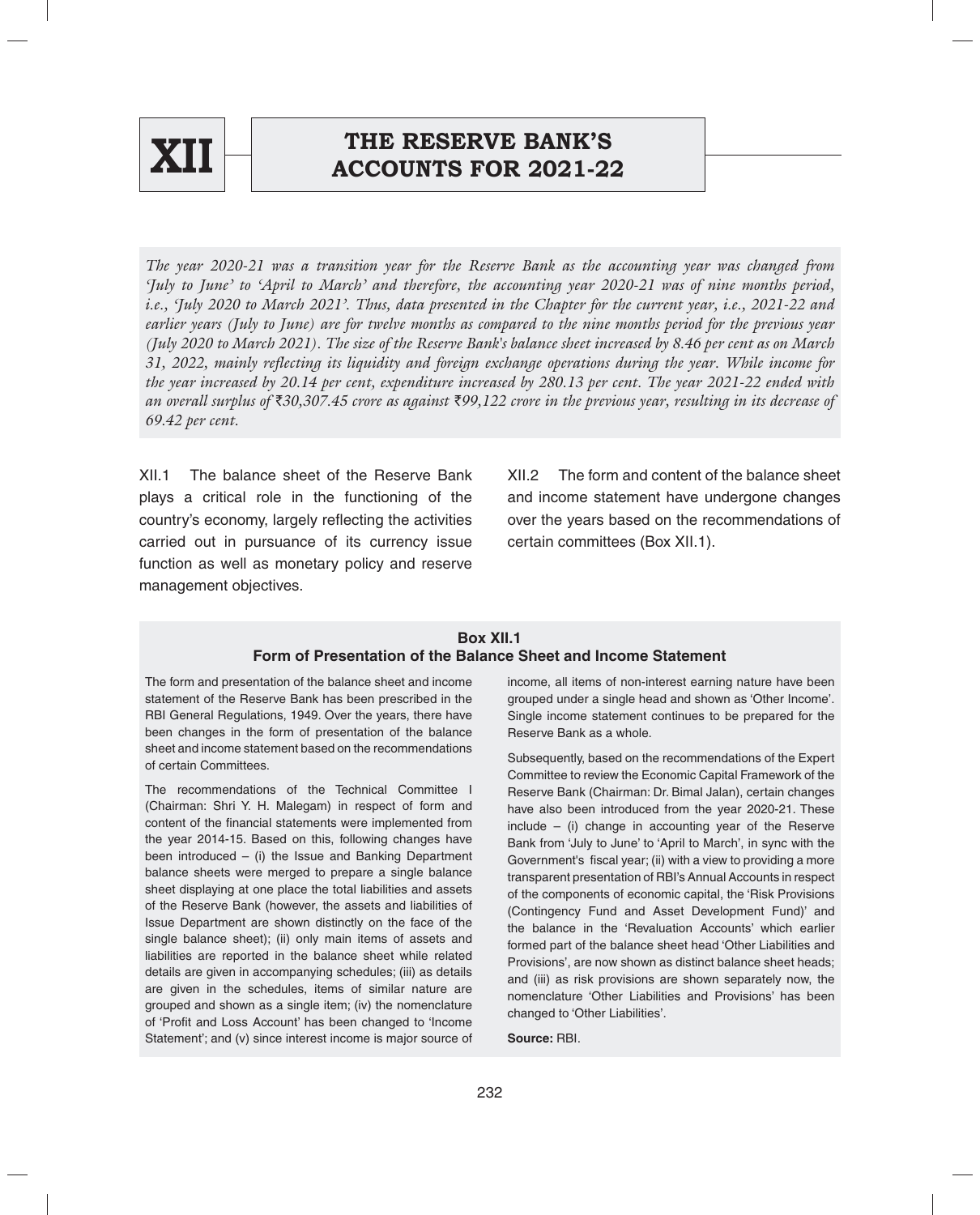# XII THE RESERVE BANK'S ACCOUNTS FOR 2021-22

*The year 2020-21 was a transition year for the Reserve Bank as the accounting year was changed from 'July to June' to 'April to March' and therefore, the accounting year 2020-21 was of nine months period, i.e., 'July 2020 to March 2021'. Thus, data presented in the Chapter for the current year, i.e., 2021-22 and earlier years (July to June) are for twelve months as compared to the nine months period for the previous year (July 2020 to March 2021). The size of the Reserve Bank's balance sheet increased by 8.46 per cent as on March 31, 2022, mainly reflecting its liquidity and foreign exchange operations during the year. While income for the year increased by 20.14 per cent, expenditure increased by 280.13 per cent. The year 2021-22 ended with an overall surplus of ₹30,307.45 crore as against ₹99,122 crore in the previous year, resulting in its decrease of 69.42 per cent.*

XII.1 The balance sheet of the Reserve Bank plays a critical role in the functioning of the country's economy, largely reflecting the activities carried out in pursuance of its currency issue function as well as monetary policy and reserve management objectives.

XII.2 The form and content of the balance sheet and income statement have undergone changes over the years based on the recommendations of certain committees (Box XII.1).

### Box XII.1
### Form of Presentation of the Balance Sheet and Income Statement

The form and presentation of the balance sheet and income statement of the Reserve Bank has been prescribed in the RBI General Regulations, 1949. Over the years, there have been changes in the form of presentation of the balance sheet and income statement based on the recommendations of certain Committees.

The recommendations of the Technical Committee I (Chairman: Shri Y. H. Malegam) in respect of form and content of the financial statements were implemented from the year 2014-15. Based on this, following changes have been introduced – (i) the Issue and Banking Department balance sheets were merged to prepare a single balance sheet displaying at one place the total liabilities and assets of the Reserve Bank (however, the assets and liabilities of Issue Department are shown distinctly on the face of the single balance sheet); (ii) only main items of assets and liabilities are reported in the balance sheet while related details are given in accompanying schedules; (iii) as details are given in the schedules, items of similar nature are grouped and shown as a single item; (iv) the nomenclature of 'Profit and Loss Account' has been changed to 'Income Statement'; and (v) since interest income is major source of income, all items of non-interest earning nature have been grouped under a single head and shown as 'Other Income'. Single income statement continues to be prepared for the Reserve Bank as a whole.

Subsequently, based on the recommendations of the Expert Committee to review the Economic Capital Framework of the Reserve Bank (Chairman: Dr. Bimal Jalan), certain changes have also been introduced from the year 2020-21. These include – (i) change in accounting year of the Reserve Bank from 'July to June' to 'April to March', in sync with the Government's fiscal year; (ii) with a view to providing a more transparent presentation of RBI's Annual Accounts in respect of the components of economic capital, the 'Risk Provisions (Contingency Fund and Asset Development Fund)' and the balance in the 'Revaluation Accounts' which earlier formed part of the balance sheet head 'Other Liabilities and Provisions', are now shown as distinct balance sheet heads; and (iii) as risk provisions are shown separately now, the nomenclature 'Other Liabilities and Provisions' has been changed to 'Other Liabilities'.

**Source:** RBI.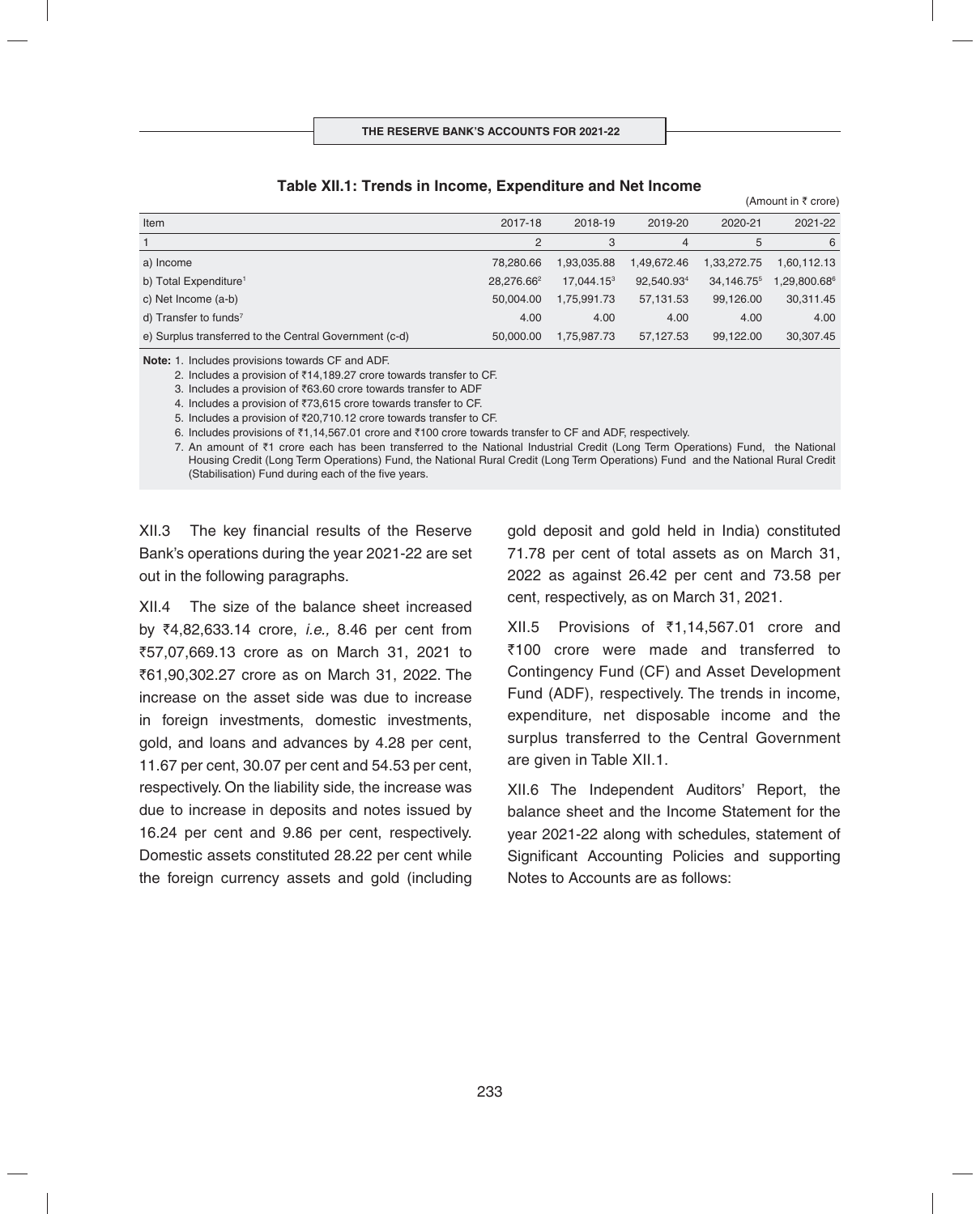**Table XII.1: Trends in Income, Expenditure and Net Income**

(Amount in ₹ crore)

| Item | 2017-18 | 2018-19 | 2019-20 | 2020-21 | 2021-22 |
|---|---|---|---|---|---|
| 1 | 2 | 3 | 4 | 5 | 6 |
| a) Income | 78,280.66 | 1,93,035.88 | 1,49,672.46 | 1,33,272.75 | 1,60,112.13 |
| b) Total Expenditure[1] | 28,276.66[2] | 17,044.15[3] | 92,540.93[4] | 34,146.75[5] | 1,29,800.68[6] |
| c) Net Income (a-b) | 50,004.00 | 1,75,991.73 | 57,131.53 | 99,126.00 | 30,311.45 |
| d) Transfer to funds[7] | 4.00 | 4.00 | 4.00 | 4.00 | 4.00 |
| e) Surplus transferred to the Central Government (c-d) | 50,000.00 | 1,75,987.73 | 57,127.53 | 99,122.00 | 30,307.45 |

**Note:** 1. Includes provisions towards CF and ADF.
2. Includes a provision of ₹14,189.27 crore towards transfer to CF.
3. Includes a provision of ₹63.60 crore towards transfer to ADF
4. Includes a provision of ₹73,615 crore towards transfer to CF.
5. Includes a provision of ₹20,710.12 crore towards transfer to CF.
6. Includes provisions of ₹1,14,567.01 crore and ₹100 crore towards transfer to CF and ADF, respectively.
7. An amount of ₹1 crore each has been transferred to the National Industrial Credit (Long Term Operations) Fund, the National Housing Credit (Long Term Operations) Fund, the National Rural Credit (Long Term Operations) Fund and the National Rural Credit (Stabilisation) Fund during each of the five years.

XII.3 The key financial results of the Reserve Bank's operations during the year 2021-22 are set out in the following paragraphs.

XII.4 The size of the balance sheet increased by ₹4,82,633.14 crore, *i.e.,* 8.46 per cent from ₹57,07,669.13 crore as on March 31, 2021 to ₹61,90,302.27 crore as on March 31, 2022. The increase on the asset side was due to increase in foreign investments, domestic investments, gold, and loans and advances by 4.28 per cent, 11.67 per cent, 30.07 per cent and 54.53 per cent, respectively. On the liability side, the increase was due to increase in deposits and notes issued by 16.24 per cent and 9.86 per cent, respectively. Domestic assets constituted 28.22 per cent while the foreign currency assets and gold (including gold deposit and gold held in India) constituted 71.78 per cent of total assets as on March 31, 2022 as against 26.42 per cent and 73.58 per cent, respectively, as on March 31, 2021.

XII.5 Provisions of ₹1,14,567.01 crore and ₹100 crore were made and transferred to Contingency Fund (CF) and Asset Development Fund (ADF), respectively. The trends in income, expenditure, net disposable income and the surplus transferred to the Central Government are given in Table XII.1.

XII.6 The Independent Auditors' Report, the balance sheet and the Income Statement for the year 2021-22 along with schedules, statement of Significant Accounting Policies and supporting Notes to Accounts are as follows: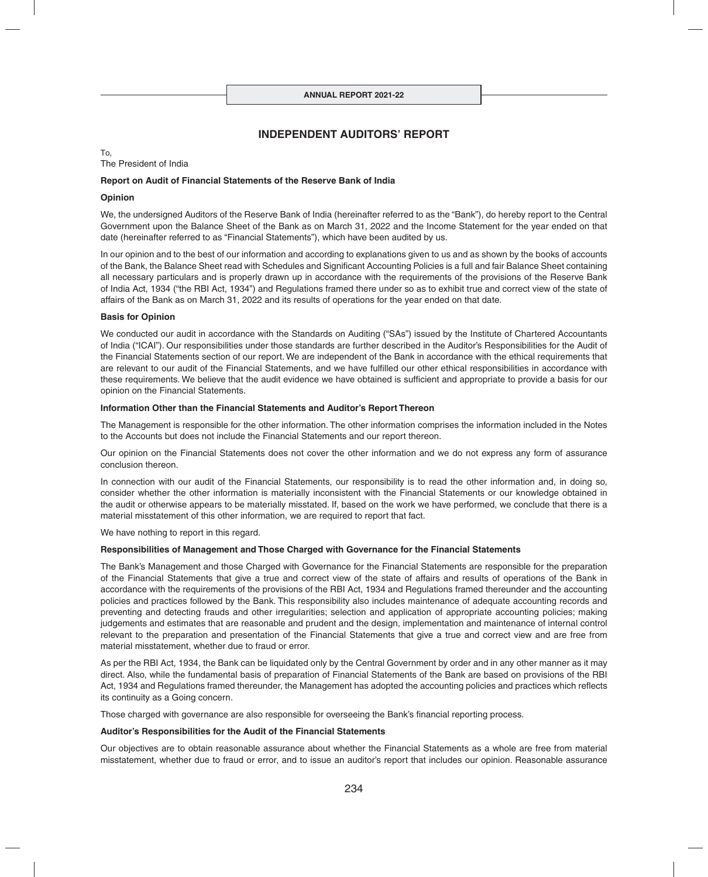## INDEPENDENT AUDITORS' REPORT

To,
The President of India

**Report on Audit of Financial Statements of the Reserve Bank of India**

**Opinion**

We, the undersigned Auditors of the Reserve Bank of India (hereinafter referred to as the "Bank"), do hereby report to the Central Government upon the Balance Sheet of the Bank as on March 31, 2022 and the Income Statement for the year ended on that date (hereinafter referred to as "Financial Statements"), which have been audited by us.

In our opinion and to the best of our information and according to explanations given to us and as shown by the books of accounts of the Bank, the Balance Sheet read with Schedules and Significant Accounting Policies is a full and fair Balance Sheet containing all necessary particulars and is properly drawn up in accordance with the requirements of the provisions of the Reserve Bank of India Act, 1934 ("the RBI Act, 1934") and Regulations framed there under so as to exhibit true and correct view of the state of affairs of the Bank as on March 31, 2022 and its results of operations for the year ended on that date.

**Basis for Opinion**

We conducted our audit in accordance with the Standards on Auditing ("SAs") issued by the Institute of Chartered Accountants of India ("ICAI"). Our responsibilities under those standards are further described in the Auditor's Responsibilities for the Audit of the Financial Statements section of our report. We are independent of the Bank in accordance with the ethical requirements that are relevant to our audit of the Financial Statements, and we have fulfilled our other ethical responsibilities in accordance with these requirements. We believe that the audit evidence we have obtained is sufficient and appropriate to provide a basis for our opinion on the Financial Statements.

**Information Other than the Financial Statements and Auditor's Report Thereon**

The Management is responsible for the other information. The other information comprises the information included in the Notes to the Accounts but does not include the Financial Statements and our report thereon.

Our opinion on the Financial Statements does not cover the other information and we do not express any form of assurance conclusion thereon.

In connection with our audit of the Financial Statements, our responsibility is to read the other information and, in doing so, consider whether the other information is materially inconsistent with the Financial Statements or our knowledge obtained in the audit or otherwise appears to be materially misstated. If, based on the work we have performed, we conclude that there is a material misstatement of this other information, we are required to report that fact.

We have nothing to report in this regard.

**Responsibilities of Management and Those Charged with Governance for the Financial Statements**

The Bank's Management and those Charged with Governance for the Financial Statements are responsible for the preparation of the Financial Statements that give a true and correct view of the state of affairs and results of operations of the Bank in accordance with the requirements of the provisions of the RBI Act, 1934 and Regulations framed thereunder and the accounting policies and practices followed by the Bank. This responsibility also includes maintenance of adequate accounting records and preventing and detecting frauds and other irregularities; selection and application of appropriate accounting policies; making judgements and estimates that are reasonable and prudent and the design, implementation and maintenance of internal control relevant to the preparation and presentation of the Financial Statements that give a true and correct view and are free from material misstatement, whether due to fraud or error.

As per the RBI Act, 1934, the Bank can be liquidated only by the Central Government by order and in any other manner as it may direct. Also, while the fundamental basis of preparation of Financial Statements of the Bank are based on provisions of the RBI Act, 1934 and Regulations framed thereunder, the Management has adopted the accounting policies and practices which reflects its continuity as a Going concern.

Those charged with governance are also responsible for overseeing the Bank's financial reporting process.

**Auditor's Responsibilities for the Audit of the Financial Statements**

Our objectives are to obtain reasonable assurance about whether the Financial Statements as a whole are free from material misstatement, whether due to fraud or error, and to issue an auditor's report that includes our opinion. Reasonable assurance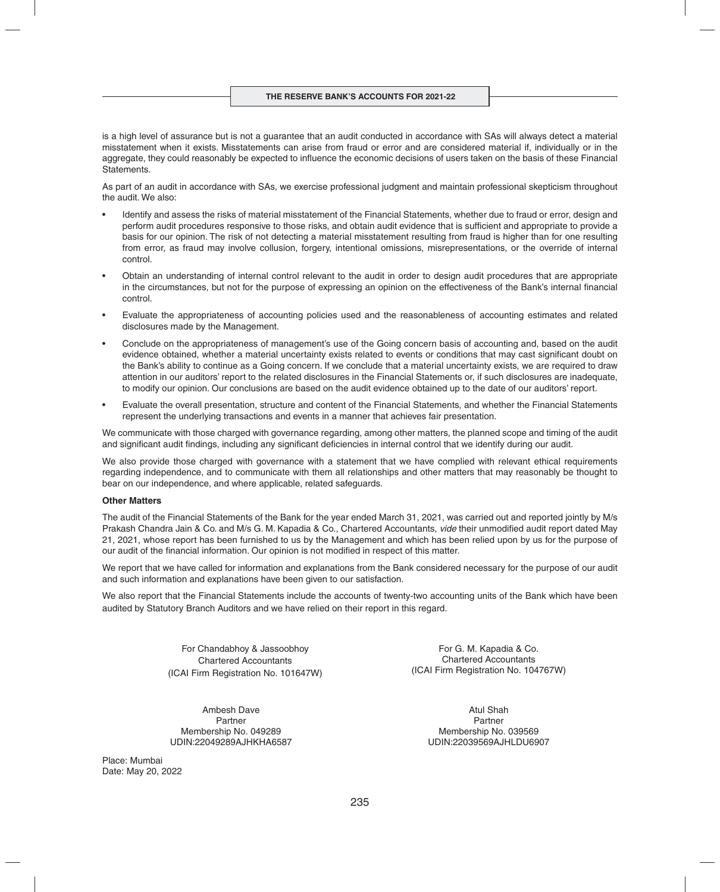is a high level of assurance but is not a guarantee that an audit conducted in accordance with SAs will always detect a material misstatement when it exists. Misstatements can arise from fraud or error and are considered material if, individually or in the aggregate, they could reasonably be expected to influence the economic decisions of users taken on the basis of these Financial Statements.

As part of an audit in accordance with SAs, we exercise professional judgment and maintain professional skepticism throughout the audit. We also:

- Identify and assess the risks of material misstatement of the Financial Statements, whether due to fraud or error, design and perform audit procedures responsive to those risks, and obtain audit evidence that is sufficient and appropriate to provide a basis for our opinion. The risk of not detecting a material misstatement resulting from fraud is higher than for one resulting from error, as fraud may involve collusion, forgery, intentional omissions, misrepresentations, or the override of internal control.
- Obtain an understanding of internal control relevant to the audit in order to design audit procedures that are appropriate in the circumstances, but not for the purpose of expressing an opinion on the effectiveness of the Bank's internal financial control.
- Evaluate the appropriateness of accounting policies used and the reasonableness of accounting estimates and related disclosures made by the Management.
- Conclude on the appropriateness of management's use of the Going concern basis of accounting and, based on the audit evidence obtained, whether a material uncertainty exists related to events or conditions that may cast significant doubt on the Bank's ability to continue as a Going concern. If we conclude that a material uncertainty exists, we are required to draw attention in our auditors' report to the related disclosures in the Financial Statements or, if such disclosures are inadequate, to modify our opinion. Our conclusions are based on the audit evidence obtained up to the date of our auditors' report.
- Evaluate the overall presentation, structure and content of the Financial Statements, and whether the Financial Statements represent the underlying transactions and events in a manner that achieves fair presentation.

We communicate with those charged with governance regarding, among other matters, the planned scope and timing of the audit and significant audit findings, including any significant deficiencies in internal control that we identify during our audit.

We also provide those charged with governance with a statement that we have complied with relevant ethical requirements regarding independence, and to communicate with them all relationships and other matters that may reasonably be thought to bear on our independence, and where applicable, related safeguards.

**Other Matters**

The audit of the Financial Statements of the Bank for the year ended March 31, 2021, was carried out and reported jointly by M/s Prakash Chandra Jain & Co. and M/s G. M. Kapadia & Co., Chartered Accountants, *vide* their unmodified audit report dated May 21, 2021, whose report has been furnished to us by the Management and which has been relied upon by us for the purpose of our audit of the financial information. Our opinion is not modified in respect of this matter.

We report that we have called for information and explanations from the Bank considered necessary for the purpose of our audit and such information and explanations have been given to our satisfaction.

We also report that the Financial Statements include the accounts of twenty-two accounting units of the Bank which have been audited by Statutory Branch Auditors and we have relied on their report in this regard.

For Chandabhoy & Jassoobhoy
Chartered Accountants
(ICAI Firm Registration No. 101647W)

Ambesh Dave
Partner
Membership No. 049289
UDIN:22049289AJHKHA6587

For G. M. Kapadia & Co.
Chartered Accountants
(ICAI Firm Registration No. 104767W)

Atul Shah
Partner
Membership No. 039569
UDIN:22039569AJHLDU6907

Place: Mumbai
Date: May 20, 2022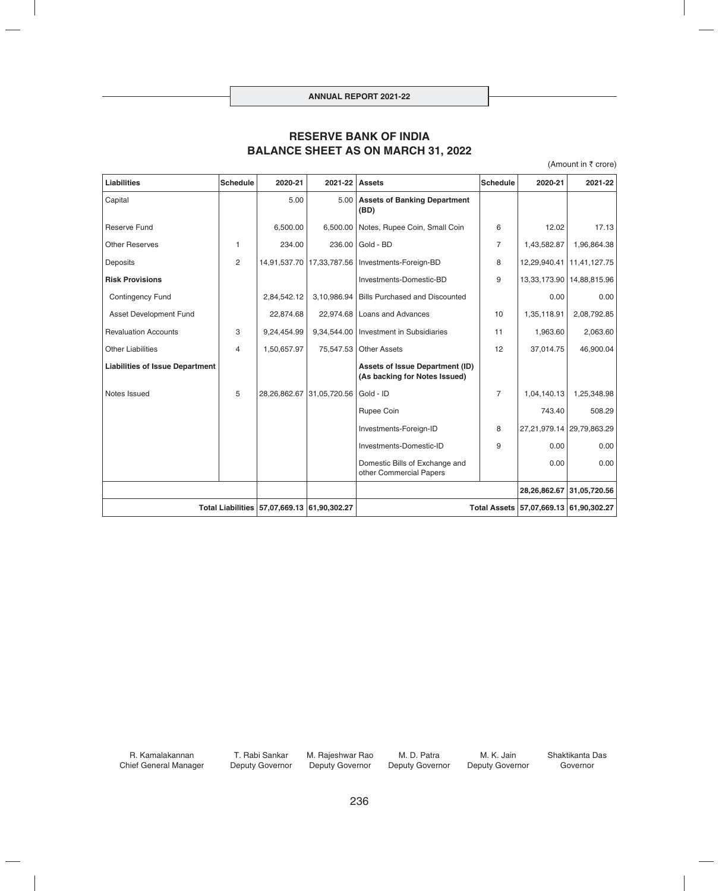# RESERVE BANK OF INDIA
## BALANCE SHEET AS ON MARCH 31, 2022

(Amount in ₹ crore)

| Liabilities | Schedule | 2020-21 | 2021-22 | Assets | Schedule | 2020-21 | 2021-22 |
|---|---|---|---|---|---|---|---|
| Capital | | 5.00 | 5.00 | **Assets of Banking Department (BD)** | | | |
| Reserve Fund | | 6,500.00 | 6,500.00 | Notes, Rupee Coin, Small Coin | 6 | 12.02 | 17.13 |
| Other Reserves | 1 | 234.00 | 236.00 | Gold - BD | 7 | 1,43,582.87 | 1,96,864.38 |
| Deposits | 2 | 14,91,537.70 | 17,33,787.56 | Investments-Foreign-BD | 8 | 12,29,940.41 | 11,41,127.75 |
| **Risk Provisions** | | | | Investments-Domestic-BD | 9 | 13,33,173.90 | 14,88,815.96 |
| Contingency Fund | | 2,84,542.12 | 3,10,986.94 | Bills Purchased and Discounted | | 0.00 | 0.00 |
| Asset Development Fund | | 22,874.68 | 22,974.68 | Loans and Advances | 10 | 1,35,118.91 | 2,08,792.85 |
| Revaluation Accounts | 3 | 9,24,454.99 | 9,34,544.00 | Investment in Subsidiaries | 11 | 1,963.60 | 2,063.60 |
| Other Liabilities | 4 | 1,50,657.97 | 75,547.53 | Other Assets | 12 | 37,014.75 | 46,900.04 |
| **Liabilities of Issue Department** | | | | **Assets of Issue Department (ID) (As backing for Notes Issued)** | | | |
| Notes Issued | 5 | 28,26,862.67 | 31,05,720.56 | Gold - ID | 7 | 1,04,140.13 | 1,25,348.98 |
| | | | | Rupee Coin | | 743.40 | 508.29 |
| | | | | Investments-Foreign-ID | 8 | 27,21,979.14 | 29,79,863.29 |
| | | | | Investments-Domestic-ID | 9 | 0.00 | 0.00 |
| | | | | Domestic Bills of Exchange and other Commercial Papers | | 0.00 | 0.00 |
| | | | | | | **28,26,862.67** | **31,05,720.56** |
| | **Total Liabilities** | **57,07,669.13** | **61,90,302.27** | | **Total Assets** | **57,07,669.13** | **61,90,302.27** |

R. Kamalakannan, Chief General Manager — T. Rabi Sankar, Deputy Governor — M. Rajeshwar Rao, Deputy Governor — M. D. Patra, Deputy Governor — M. K. Jain, Deputy Governor — Shaktikanta Das, Governor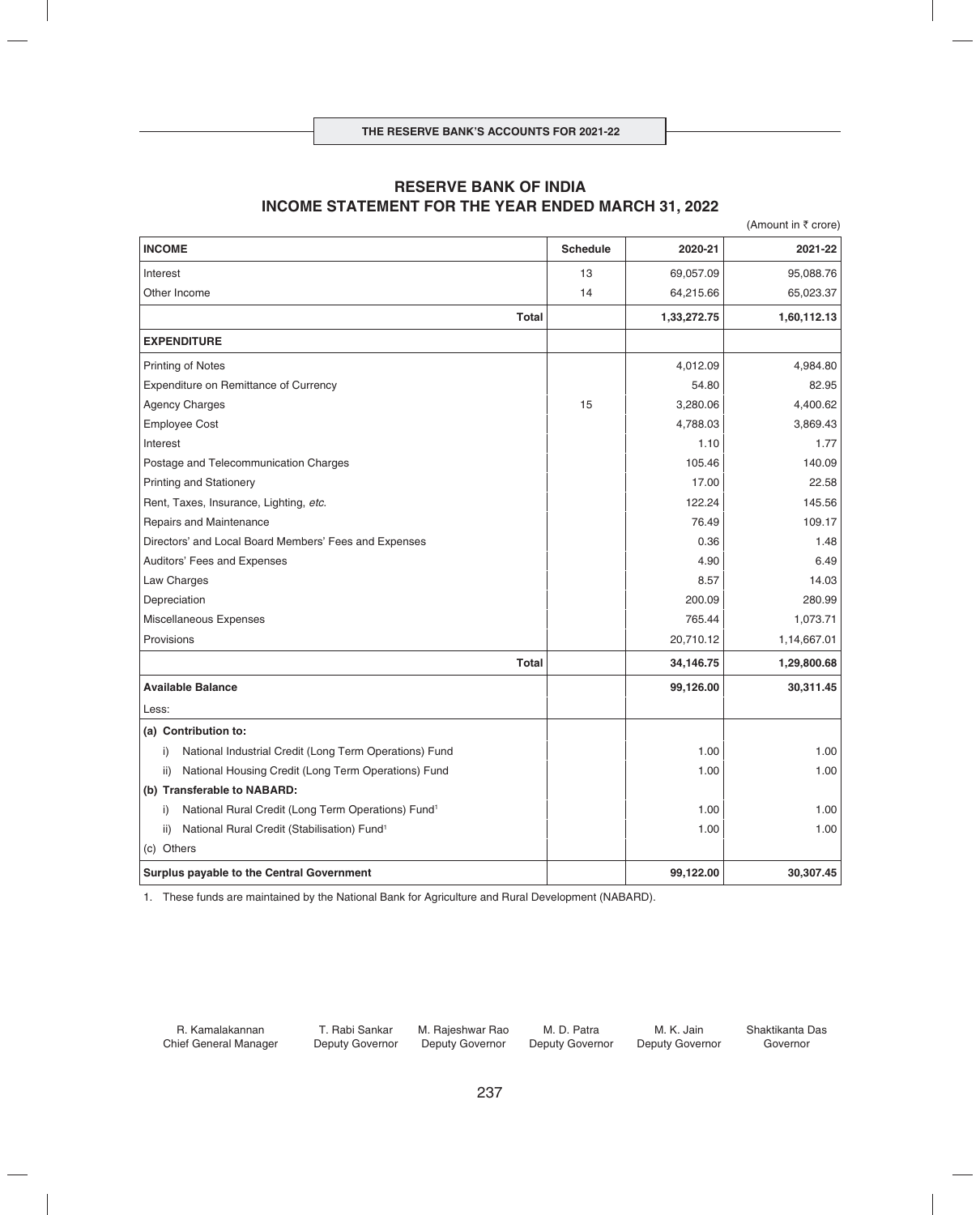# RESERVE BANK OF INDIA
## INCOME STATEMENT FOR THE YEAR ENDED MARCH 31, 2022

(Amount in ₹ crore)

| INCOME | Schedule | 2020-21 | 2021-22 |
|---|---|---|---|
| Interest | 13 | 69,057.09 | 95,088.76 |
| Other Income | 14 | 64,215.66 | 65,023.37 |
| **Total** | | **1,33,272.75** | **1,60,112.13** |
| **EXPENDITURE** | | | |
| Printing of Notes | | 4,012.09 | 4,984.80 |
| Expenditure on Remittance of Currency | | 54.80 | 82.95 |
| Agency Charges | 15 | 3,280.06 | 4,400.62 |
| Employee Cost | | 4,788.03 | 3,869.43 |
| Interest | | 1.10 | 1.77 |
| Postage and Telecommunication Charges | | 105.46 | 140.09 |
| Printing and Stationery | | 17.00 | 22.58 |
| Rent, Taxes, Insurance, Lighting, *etc.* | | 122.24 | 145.56 |
| Repairs and Maintenance | | 76.49 | 109.17 |
| Directors' and Local Board Members' Fees and Expenses | | 0.36 | 1.48 |
| Auditors' Fees and Expenses | | 4.90 | 6.49 |
| Law Charges | | 8.57 | 14.03 |
| Depreciation | | 200.09 | 280.99 |
| Miscellaneous Expenses | | 765.44 | 1,073.71 |
| Provisions | | 20,710.12 | 1,14,667.01 |
| **Total** | | **34,146.75** | **1,29,800.68** |
| **Available Balance** | | **99,126.00** | **30,311.45** |
| Less: | | | |
| **(a) Contribution to:** | | | |
| i) National Industrial Credit (Long Term Operations) Fund | | 1.00 | 1.00 |
| ii) National Housing Credit (Long Term Operations) Fund | | 1.00 | 1.00 |
| **(b) Transferable to NABARD:** | | | |
| i) National Rural Credit (Long Term Operations) Fund[1] | | 1.00 | 1.00 |
| ii) National Rural Credit (Stabilisation) Fund[1] | | 1.00 | 1.00 |
| (c) Others | | | |
| **Surplus payable to the Central Government** | | **99,122.00** | **30,307.45** |

1. These funds are maintained by the National Bank for Agriculture and Rural Development (NABARD).

| R. Kamalakannan | T. Rabi Sankar | M. Rajeshwar Rao | M. D. Patra | M. K. Jain | Shaktikanta Das |
|---|---|---|---|---|---|
| Chief General Manager | Deputy Governor | Deputy Governor | Deputy Governor | Deputy Governor | Governor |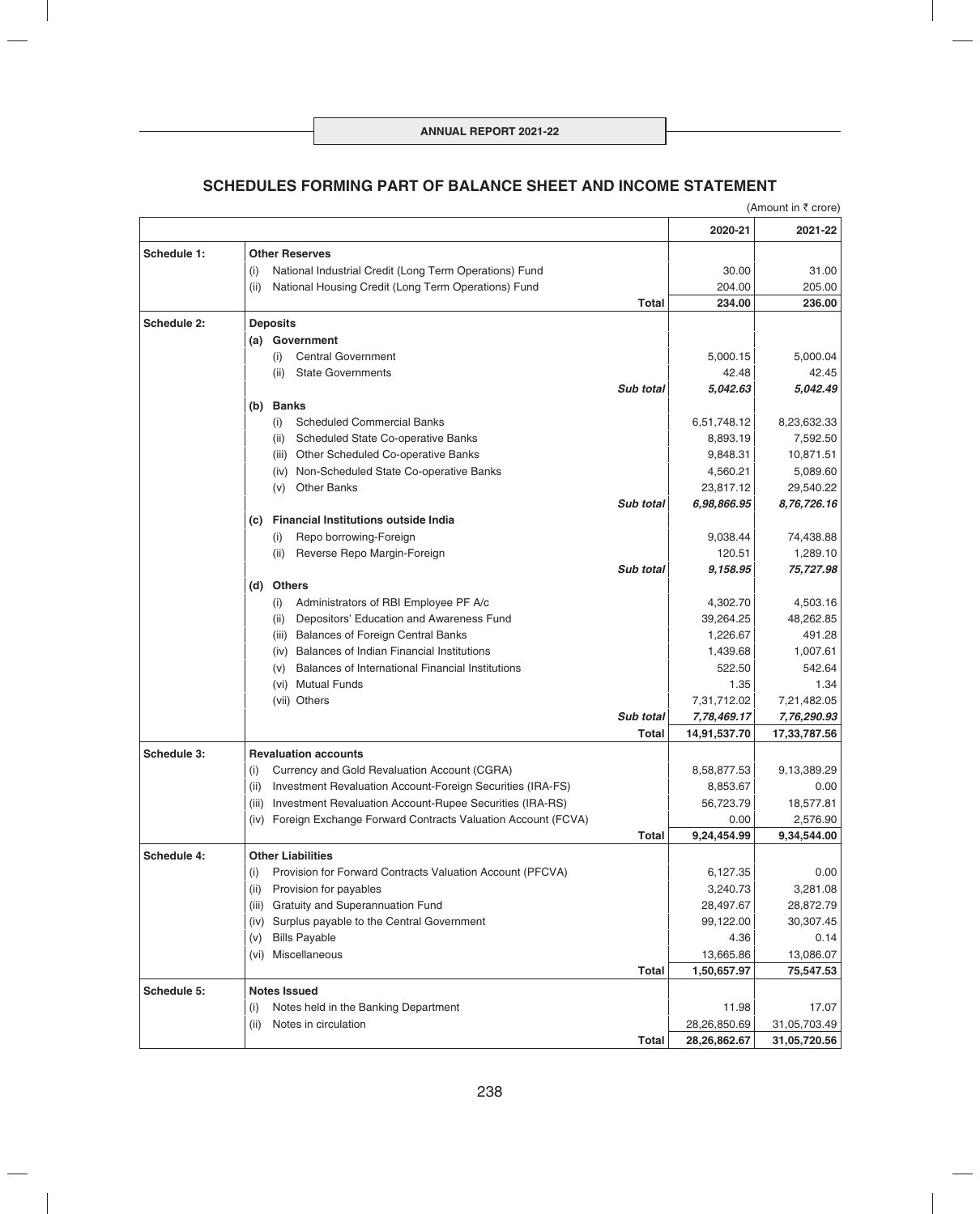## SCHEDULES FORMING PART OF BALANCE SHEET AND INCOME STATEMENT

(Amount in ₹ crore)

| | | 2020-21 | 2021-22 |
|---|---|---|---|
| **Schedule 1:** | **Other Reserves** | | |
| | (i) National Industrial Credit (Long Term Operations) Fund | 30.00 | 31.00 |
| | (ii) National Housing Credit (Long Term Operations) Fund | 204.00 | 205.00 |
| | **Total** | **234.00** | **236.00** |
| **Schedule 2:** | **Deposits** | | |
| | **(a) Government** | | |
| | (i) Central Government | 5,000.15 | 5,000.04 |
| | (ii) State Governments | 42.48 | 42.45 |
| | ***Sub total*** | ***5,042.63*** | ***5,042.49*** |
| | **(b) Banks** | | |
| | (i) Scheduled Commercial Banks | 6,51,748.12 | 8,23,632.33 |
| | (ii) Scheduled State Co-operative Banks | 8,893.19 | 7,592.50 |
| | (iii) Other Scheduled Co-operative Banks | 9,848.31 | 10,871.51 |
| | (iv) Non-Scheduled State Co-operative Banks | 4,560.21 | 5,089.60 |
| | (v) Other Banks | 23,817.12 | 29,540.22 |
| | ***Sub total*** | ***6,98,866.95*** | ***8,76,726.16*** |
| | **(c) Financial Institutions outside India** | | |
| | (i) Repo borrowing-Foreign | 9,038.44 | 74,438.88 |
| | (ii) Reverse Repo Margin-Foreign | 120.51 | 1,289.10 |
| | ***Sub total*** | ***9,158.95*** | ***75,727.98*** |
| | **(d) Others** | | |
| | (i) Administrators of RBI Employee PF A/c | 4,302.70 | 4,503.16 |
| | (ii) Depositors' Education and Awareness Fund | 39,264.25 | 48,262.85 |
| | (iii) Balances of Foreign Central Banks | 1,226.67 | 491.28 |
| | (iv) Balances of Indian Financial Institutions | 1,439.68 | 1,007.61 |
| | (v) Balances of International Financial Institutions | 522.50 | 542.64 |
| | (vi) Mutual Funds | 1.35 | 1.34 |
| | (vii) Others | 7,31,712.02 | 7,21,482.05 |
| | ***Sub total*** | ***7,78,469.17*** | ***7,76,290.93*** |
| | **Total** | **14,91,537.70** | **17,33,787.56** |
| **Schedule 3:** | **Revaluation accounts** | | |
| | (i) Currency and Gold Revaluation Account (CGRA) | 8,58,877.53 | 9,13,389.29 |
| | (ii) Investment Revaluation Account-Foreign Securities (IRA-FS) | 8,853.67 | 0.00 |
| | (iii) Investment Revaluation Account-Rupee Securities (IRA-RS) | 56,723.79 | 18,577.81 |
| | (iv) Foreign Exchange Forward Contracts Valuation Account (FCVA) | 0.00 | 2,576.90 |
| | **Total** | **9,24,454.99** | **9,34,544.00** |
| **Schedule 4:** | **Other Liabilities** | | |
| | (i) Provision for Forward Contracts Valuation Account (PFCVA) | 6,127.35 | 0.00 |
| | (ii) Provision for payables | 3,240.73 | 3,281.08 |
| | (iii) Gratuity and Superannuation Fund | 28,497.67 | 28,872.79 |
| | (iv) Surplus payable to the Central Government | 99,122.00 | 30,307.45 |
| | (v) Bills Payable | 4.36 | 0.14 |
| | (vi) Miscellaneous | 13,665.86 | 13,086.07 |
| | **Total** | **1,50,657.97** | **75,547.53** |
| **Schedule 5:** | **Notes Issued** | | |
| | (i) Notes held in the Banking Department | 11.98 | 17.07 |
| | (ii) Notes in circulation | 28,26,850.69 | 31,05,703.49 |
| | **Total** | **28,26,862.67** | **31,05,720.56** |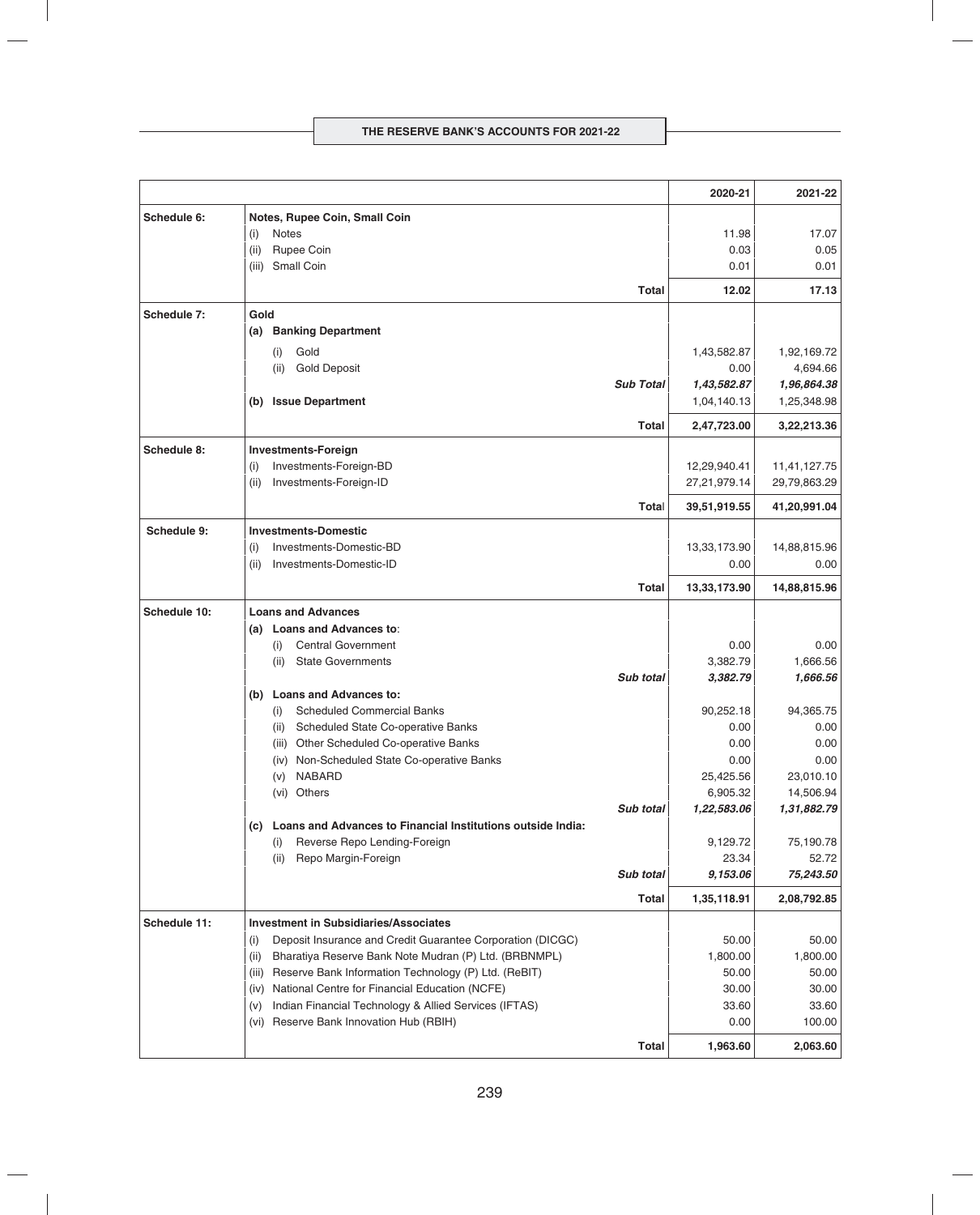| | | 2020-21 | 2021-22 |
|---|---|---|---|
| **Schedule 6:** | **Notes, Rupee Coin, Small Coin** | | |
| | (i) Notes | 11.98 | 17.07 |
| | (ii) Rupee Coin | 0.03 | 0.05 |
| | (iii) Small Coin | 0.01 | 0.01 |
| | **Total** | **12.02** | **17.13** |
| **Schedule 7:** | **Gold** | | |
| | **(a) Banking Department** | | |
| | (i) Gold | 1,43,582.87 | 1,92,169.72 |
| | (ii) Gold Deposit | 0.00 | 4,694.66 |
| | ***Sub Total*** | ***1,43,582.87*** | ***1,96,864.38*** |
| | **(b) Issue Department** | 1,04,140.13 | 1,25,348.98 |
| | **Total** | **2,47,723.00** | **3,22,213.36** |
| **Schedule 8:** | **Investments-Foreign** | | |
| | (i) Investments-Foreign-BD | 12,29,940.41 | 11,41,127.75 |
| | (ii) Investments-Foreign-ID | 27,21,979.14 | 29,79,863.29 |
| | **Total** | **39,51,919.55** | **41,20,991.04** |
| **Schedule 9:** | **Investments-Domestic** | | |
| | (i) Investments-Domestic-BD | 13,33,173.90 | 14,88,815.96 |
| | (ii) Investments-Domestic-ID | 0.00 | 0.00 |
| | **Total** | **13,33,173.90** | **14,88,815.96** |
| **Schedule 10:** | **Loans and Advances** | | |
| | **(a) Loans and Advances to**: | | |
| | (i) Central Government | 0.00 | 0.00 |
| | (ii) State Governments | 3,382.79 | 1,666.56 |
| | ***Sub total*** | ***3,382.79*** | ***1,666.56*** |
| | **(b) Loans and Advances to:** | | |
| | (i) Scheduled Commercial Banks | 90,252.18 | 94,365.75 |
| | (ii) Scheduled State Co-operative Banks | 0.00 | 0.00 |
| | (iii) Other Scheduled Co-operative Banks | 0.00 | 0.00 |
| | (iv) Non-Scheduled State Co-operative Banks | 0.00 | 0.00 |
| | (v) NABARD | 25,425.56 | 23,010.10 |
| | (vi) Others | 6,905.32 | 14,506.94 |
| | ***Sub total*** | ***1,22,583.06*** | ***1,31,882.79*** |
| | **(c) Loans and Advances to Financial Institutions outside India:** | | |
| | (i) Reverse Repo Lending-Foreign | 9,129.72 | 75,190.78 |
| | (ii) Repo Margin-Foreign | 23.34 | 52.72 |
| | ***Sub total*** | ***9,153.06*** | ***75,243.50*** |
| | **Total** | **1,35,118.91** | **2,08,792.85** |
| **Schedule 11:** | **Investment in Subsidiaries/Associates** | | |
| | (i) Deposit Insurance and Credit Guarantee Corporation (DICGC) | 50.00 | 50.00 |
| | (ii) Bharatiya Reserve Bank Note Mudran (P) Ltd. (BRBNMPL) | 1,800.00 | 1,800.00 |
| | (iii) Reserve Bank Information Technology (P) Ltd. (ReBIT) | 50.00 | 50.00 |
| | (iv) National Centre for Financial Education (NCFE) | 30.00 | 30.00 |
| | (v) Indian Financial Technology & Allied Services (IFTAS) | 33.60 | 33.60 |
| | (vi) Reserve Bank Innovation Hub (RBIH) | 0.00 | 100.00 |
| | **Total** | **1,963.60** | **2,063.60** |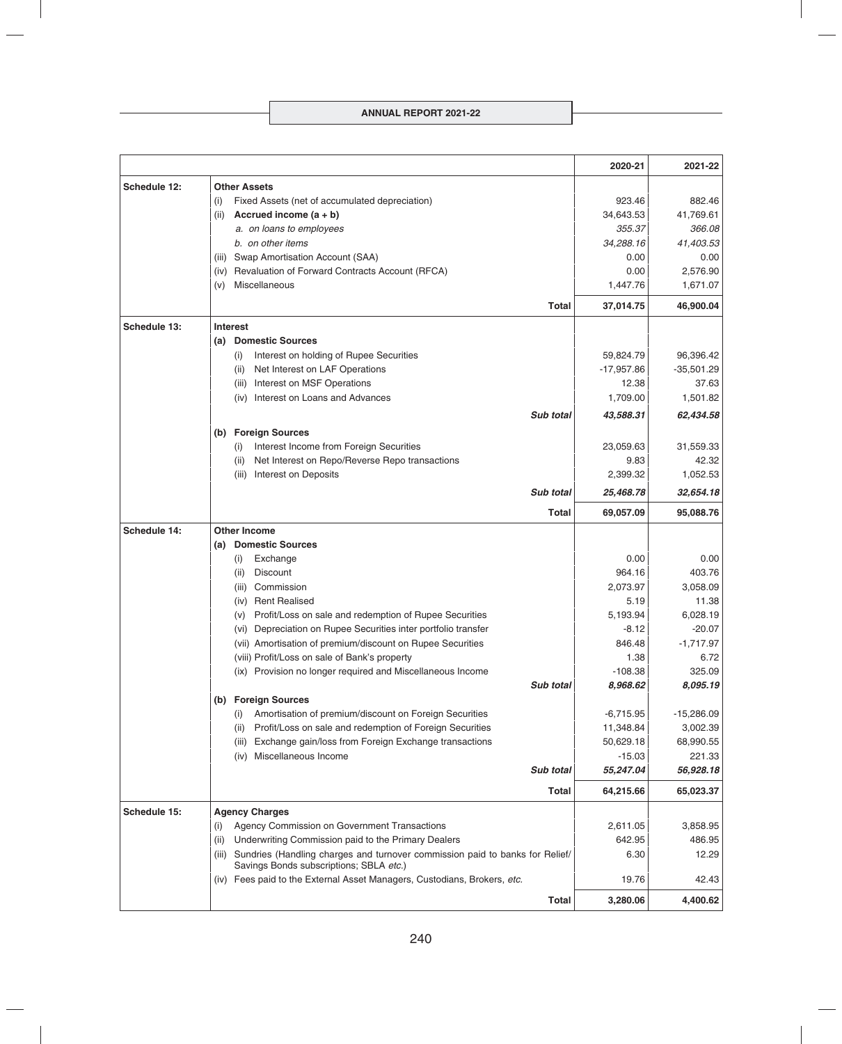| | | 2020-21 | 2021-22 |
|---|---|---|---|
| **Schedule 12:** | **Other Assets** | | |
| | (i) Fixed Assets (net of accumulated depreciation) | 923.46 | 882.46 |
| | (ii) **Accrued income (a + b)** | 34,643.53 | 41,769.61 |
| | *a. on loans to employees* | *355.37* | *366.08* |
| | *b. on other items* | *34,288.16* | *41,403.53* |
| | (iii) Swap Amortisation Account (SAA) | 0.00 | 0.00 |
| | (iv) Revaluation of Forward Contracts Account (RFCA) | 0.00 | 2,576.90 |
| | (v) Miscellaneous | 1,447.76 | 1,671.07 |
| | **Total** | **37,014.75** | **46,900.04** |
| **Schedule 13:** | **Interest** | | |
| | **(a) Domestic Sources** | | |
| | (i) Interest on holding of Rupee Securities | 59,824.79 | 96,396.42 |
| | (ii) Net Interest on LAF Operations | -17,957.86 | -35,501.29 |
| | (iii) Interest on MSF Operations | 12.38 | 37.63 |
| | (iv) Interest on Loans and Advances | 1,709.00 | 1,501.82 |
| | ***Sub total*** | ***43,588.31*** | ***62,434.58*** |
| | **(b) Foreign Sources** | | |
| | (i) Interest Income from Foreign Securities | 23,059.63 | 31,559.33 |
| | (ii) Net Interest on Repo/Reverse Repo transactions | 9.83 | 42.32 |
| | (iii) Interest on Deposits | 2,399.32 | 1,052.53 |
| | ***Sub total*** | ***25,468.78*** | ***32,654.18*** |
| | **Total** | **69,057.09** | **95,088.76** |
| **Schedule 14:** | **Other Income** | | |
| | **(a) Domestic Sources** | | |
| | (i) Exchange | 0.00 | 0.00 |
| | (ii) Discount | 964.16 | 403.76 |
| | (iii) Commission | 2,073.97 | 3,058.09 |
| | (iv) Rent Realised | 5.19 | 11.38 |
| | (v) Profit/Loss on sale and redemption of Rupee Securities | 5,193.94 | 6,028.19 |
| | (vi) Depreciation on Rupee Securities inter portfolio transfer | -8.12 | -20.07 |
| | (vii) Amortisation of premium/discount on Rupee Securities | 846.48 | -1,717.97 |
| | (viii) Profit/Loss on sale of Bank's property | 1.38 | 6.72 |
| | (ix) Provision no longer required and Miscellaneous Income | -108.38 | 325.09 |
| | ***Sub total*** | ***8,968.62*** | ***8,095.19*** |
| | **(b) Foreign Sources** | | |
| | (i) Amortisation of premium/discount on Foreign Securities | -6,715.95 | -15,286.09 |
| | (ii) Profit/Loss on sale and redemption of Foreign Securities | 11,348.84 | 3,002.39 |
| | (iii) Exchange gain/loss from Foreign Exchange transactions | 50,629.18 | 68,990.55 |
| | (iv) Miscellaneous Income | -15.03 | 221.33 |
| | ***Sub total*** | ***55,247.04*** | ***56,928.18*** |
| | **Total** | **64,215.66** | **65,023.37** |
| **Schedule 15:** | **Agency Charges** | | |
| | (i) Agency Commission on Government Transactions | 2,611.05 | 3,858.95 |
| | (ii) Underwriting Commission paid to the Primary Dealers | 642.95 | 486.95 |
| | (iii) Sundries (Handling charges and turnover commission paid to banks for Relief/ Savings Bonds subscriptions; SBLA *etc.*) | 6.30 | 12.29 |
| | (iv) Fees paid to the External Asset Managers, Custodians, Brokers, *etc.* | 19.76 | 42.43 |
| | **Total** | **3,280.06** | **4,400.62** |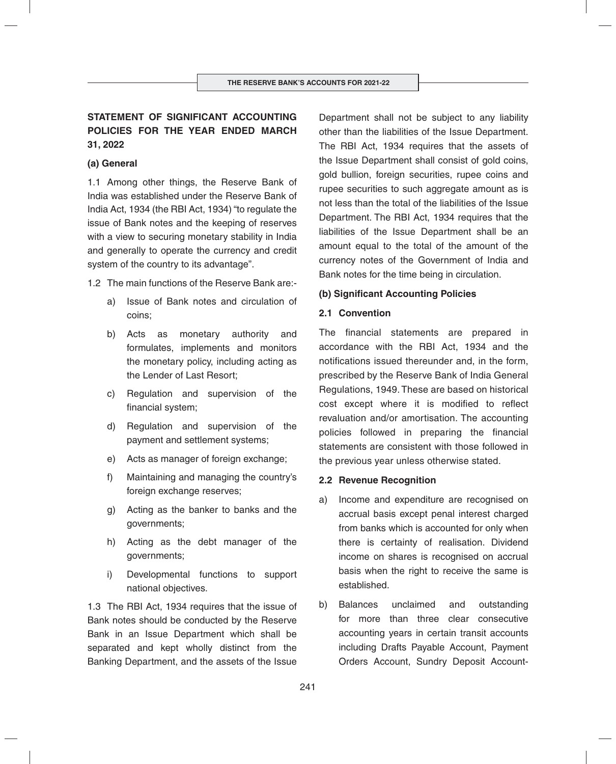## STATEMENT OF SIGNIFICANT ACCOUNTING POLICIES FOR THE YEAR ENDED MARCH 31, 2022

### (a) General

1.1 Among other things, the Reserve Bank of India was established under the Reserve Bank of India Act, 1934 (the RBI Act, 1934) "to regulate the issue of Bank notes and the keeping of reserves with a view to securing monetary stability in India and generally to operate the currency and credit system of the country to its advantage".

1.2 The main functions of the Reserve Bank are:-

a) Issue of Bank notes and circulation of coins;

b) Acts as monetary authority and formulates, implements and monitors the monetary policy, including acting as the Lender of Last Resort;

c) Regulation and supervision of the financial system;

d) Regulation and supervision of the payment and settlement systems;

e) Acts as manager of foreign exchange;

f) Maintaining and managing the country's foreign exchange reserves;

g) Acting as the banker to banks and the governments;

h) Acting as the debt manager of the governments;

i) Developmental functions to support national objectives.

1.3 The RBI Act, 1934 requires that the issue of Bank notes should be conducted by the Reserve Bank in an Issue Department which shall be separated and kept wholly distinct from the Banking Department, and the assets of the Issue Department shall not be subject to any liability other than the liabilities of the Issue Department. The RBI Act, 1934 requires that the assets of the Issue Department shall consist of gold coins, gold bullion, foreign securities, rupee coins and rupee securities to such aggregate amount as is not less than the total of the liabilities of the Issue Department. The RBI Act, 1934 requires that the liabilities of the Issue Department shall be an amount equal to the total of the amount of the currency notes of the Government of India and Bank notes for the time being in circulation.

### (b) Significant Accounting Policies

#### 2.1 Convention

The financial statements are prepared in accordance with the RBI Act, 1934 and the notifications issued thereunder and, in the form, prescribed by the Reserve Bank of India General Regulations, 1949. These are based on historical cost except where it is modified to reflect revaluation and/or amortisation. The accounting policies followed in preparing the financial statements are consistent with those followed in the previous year unless otherwise stated.

#### 2.2 Revenue Recognition

a) Income and expenditure are recognised on accrual basis except penal interest charged from banks which is accounted for only when there is certainty of realisation. Dividend income on shares is recognised on accrual basis when the right to receive the same is established.

b) Balances unclaimed and outstanding for more than three clear consecutive accounting years in certain transit accounts including Drafts Payable Account, Payment Orders Account, Sundry Deposit Account-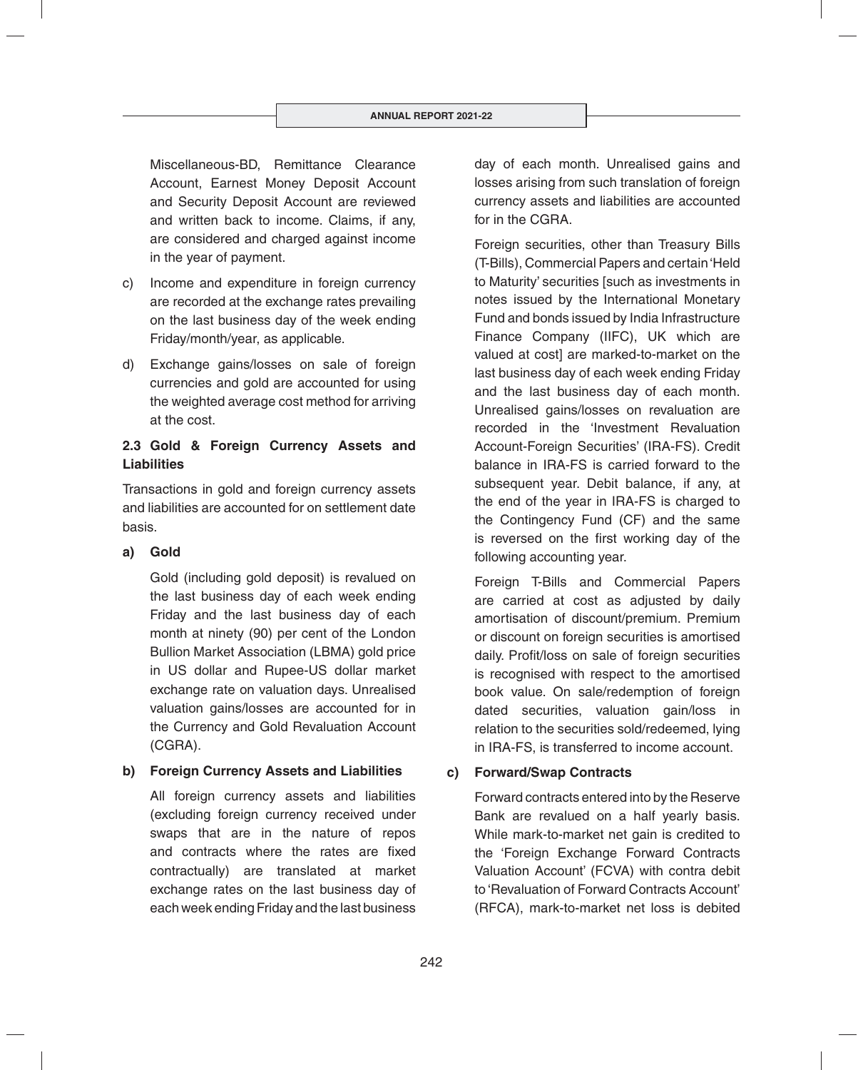Miscellaneous-BD, Remittance Clearance Account, Earnest Money Deposit Account and Security Deposit Account are reviewed and written back to income. Claims, if any, are considered and charged against income in the year of payment.

c) Income and expenditure in foreign currency are recorded at the exchange rates prevailing on the last business day of the week ending Friday/month/year, as applicable.

d) Exchange gains/losses on sale of foreign currencies and gold are accounted for using the weighted average cost method for arriving at the cost.

### 2.3 Gold & Foreign Currency Assets and Liabilities

Transactions in gold and foreign currency assets and liabilities are accounted for on settlement date basis.

**a) Gold**

Gold (including gold deposit) is revalued on the last business day of each week ending Friday and the last business day of each month at ninety (90) per cent of the London Bullion Market Association (LBMA) gold price in US dollar and Rupee-US dollar market exchange rate on valuation days. Unrealised valuation gains/losses are accounted for in the Currency and Gold Revaluation Account (CGRA).

**b) Foreign Currency Assets and Liabilities**

All foreign currency assets and liabilities (excluding foreign currency received under swaps that are in the nature of repos and contracts where the rates are fixed contractually) are translated at market exchange rates on the last business day of each week ending Friday and the last business day of each month. Unrealised gains and losses arising from such translation of foreign currency assets and liabilities are accounted for in the CGRA.

Foreign securities, other than Treasury Bills (T-Bills), Commercial Papers and certain 'Held to Maturity' securities [such as investments in notes issued by the International Monetary Fund and bonds issued by India Infrastructure Finance Company (IIFC), UK which are valued at cost] are marked-to-market on the last business day of each week ending Friday and the last business day of each month. Unrealised gains/losses on revaluation are recorded in the 'Investment Revaluation Account-Foreign Securities' (IRA-FS). Credit balance in IRA-FS is carried forward to the subsequent year. Debit balance, if any, at the end of the year in IRA-FS is charged to the Contingency Fund (CF) and the same is reversed on the first working day of the following accounting year.

Foreign T-Bills and Commercial Papers are carried at cost as adjusted by daily amortisation of discount/premium. Premium or discount on foreign securities is amortised daily. Profit/loss on sale of foreign securities is recognised with respect to the amortised book value. On sale/redemption of foreign dated securities, valuation gain/loss in relation to the securities sold/redeemed, lying in IRA-FS, is transferred to income account.

**c) Forward/Swap Contracts**

Forward contracts entered into by the Reserve Bank are revalued on a half yearly basis. While mark-to-market net gain is credited to the 'Foreign Exchange Forward Contracts Valuation Account' (FCVA) with contra debit to 'Revaluation of Forward Contracts Account' (RFCA), mark-to-market net loss is debited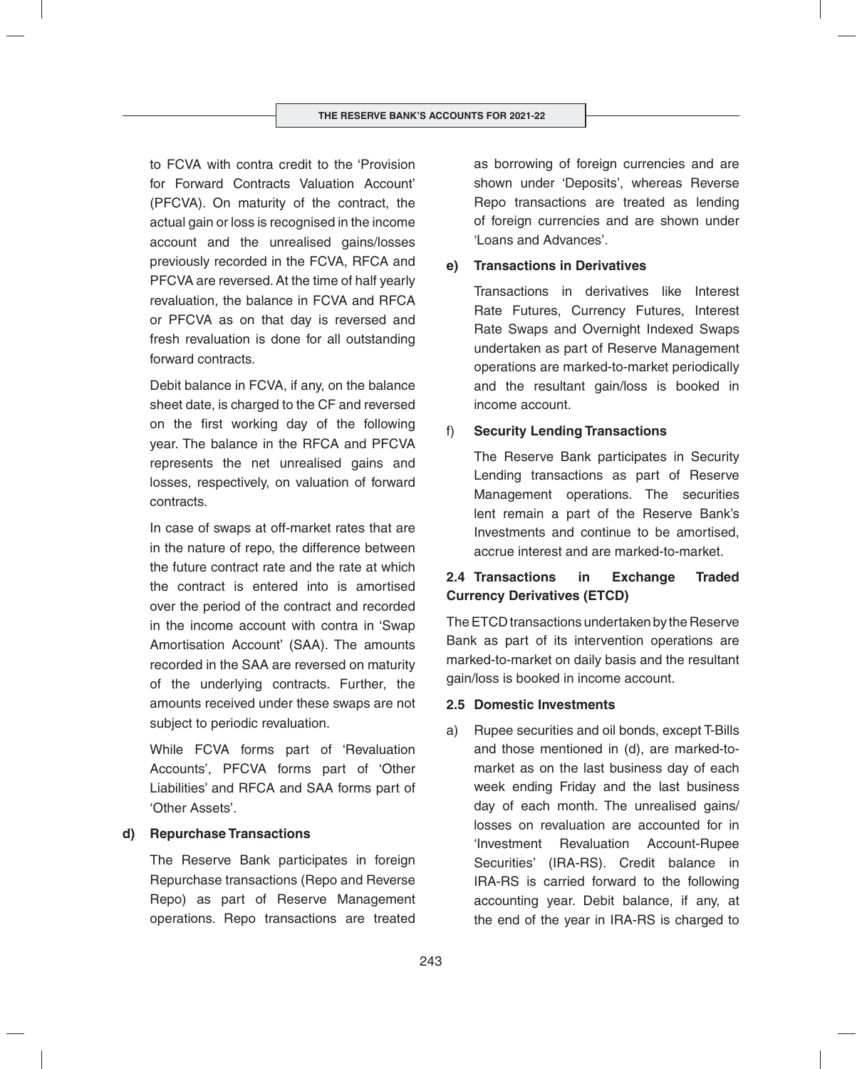to FCVA with contra credit to the 'Provision for Forward Contracts Valuation Account' (PFCVA). On maturity of the contract, the actual gain or loss is recognised in the income account and the unrealised gains/losses previously recorded in the FCVA, RFCA and PFCVA are reversed. At the time of half yearly revaluation, the balance in FCVA and RFCA or PFCVA as on that day is reversed and fresh revaluation is done for all outstanding forward contracts.

Debit balance in FCVA, if any, on the balance sheet date, is charged to the CF and reversed on the first working day of the following year. The balance in the RFCA and PFCVA represents the net unrealised gains and losses, respectively, on valuation of forward contracts.

In case of swaps at off-market rates that are in the nature of repo, the difference between the future contract rate and the rate at which the contract is entered into is amortised over the period of the contract and recorded in the income account with contra in 'Swap Amortisation Account' (SAA). The amounts recorded in the SAA are reversed on maturity of the underlying contracts. Further, the amounts received under these swaps are not subject to periodic revaluation.

While FCVA forms part of 'Revaluation Accounts', PFCVA forms part of 'Other Liabilities' and RFCA and SAA forms part of 'Other Assets'.

**d) Repurchase Transactions**

The Reserve Bank participates in foreign Repurchase transactions (Repo and Reverse Repo) as part of Reserve Management operations. Repo transactions are treated as borrowing of foreign currencies and are shown under 'Deposits', whereas Reverse Repo transactions are treated as lending of foreign currencies and are shown under 'Loans and Advances'.

**e) Transactions in Derivatives**

Transactions in derivatives like Interest Rate Futures, Currency Futures, Interest Rate Swaps and Overnight Indexed Swaps undertaken as part of Reserve Management operations are marked-to-market periodically and the resultant gain/loss is booked in income account.

**f) Security Lending Transactions**

The Reserve Bank participates in Security Lending transactions as part of Reserve Management operations. The securities lent remain a part of the Reserve Bank's Investments and continue to be amortised, accrue interest and are marked-to-market.

### 2.4 Transactions in Exchange Traded Currency Derivatives (ETCD)

The ETCD transactions undertaken by the Reserve Bank as part of its intervention operations are marked-to-market on daily basis and the resultant gain/loss is booked in income account.

### 2.5 Domestic Investments

a) Rupee securities and oil bonds, except T-Bills and those mentioned in (d), are marked-to-market as on the last business day of each week ending Friday and the last business day of each month. The unrealised gains/losses on revaluation are accounted for in 'Investment Revaluation Account-Rupee Securities' (IRA-RS). Credit balance in IRA-RS is carried forward to the following accounting year. Debit balance, if any, at the end of the year in IRA-RS is charged to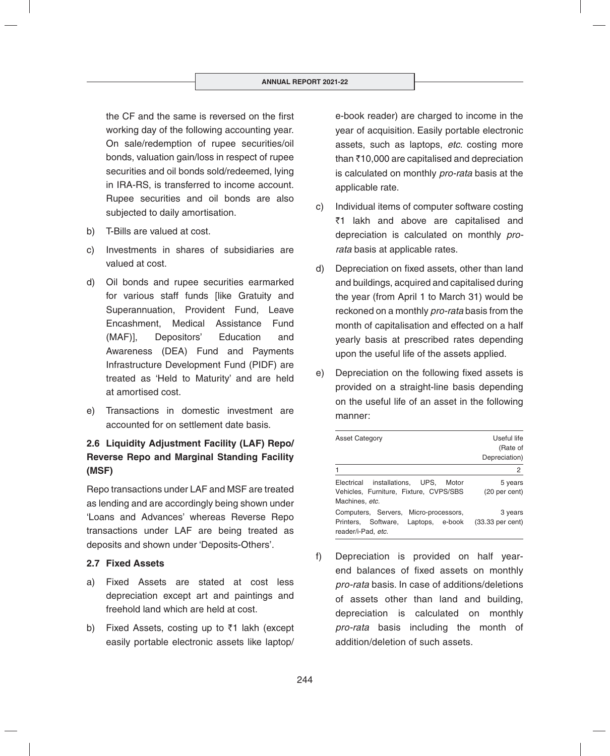the CF and the same is reversed on the first working day of the following accounting year. On sale/redemption of rupee securities/oil bonds, valuation gain/loss in respect of rupee securities and oil bonds sold/redeemed, lying in IRA-RS, is transferred to income account. Rupee securities and oil bonds are also subjected to daily amortisation.

b) T-Bills are valued at cost.

c) Investments in shares of subsidiaries are valued at cost.

d) Oil bonds and rupee securities earmarked for various staff funds [like Gratuity and Superannuation, Provident Fund, Leave Encashment, Medical Assistance Fund (MAF)], Depositors' Education and Awareness (DEA) Fund and Payments Infrastructure Development Fund (PIDF) are treated as 'Held to Maturity' and are held at amortised cost.

e) Transactions in domestic investment are accounted for on settlement date basis.

### 2.6 Liquidity Adjustment Facility (LAF) Repo/ Reverse Repo and Marginal Standing Facility (MSF)

Repo transactions under LAF and MSF are treated as lending and are accordingly being shown under 'Loans and Advances' whereas Reverse Repo transactions under LAF are being treated as deposits and shown under 'Deposits-Others'.

### 2.7 Fixed Assets

a) Fixed Assets are stated at cost less depreciation except art and paintings and freehold land which are held at cost.

b) Fixed Assets, costing up to ₹1 lakh (except easily portable electronic assets like laptop/ e-book reader) are charged to income in the year of acquisition. Easily portable electronic assets, such as laptops, *etc*. costing more than ₹10,000 are capitalised and depreciation is calculated on monthly *pro-rata* basis at the applicable rate.

c) Individual items of computer software costing ₹1 lakh and above are capitalised and depreciation is calculated on monthly *pro-rata* basis at applicable rates.

d) Depreciation on fixed assets, other than land and buildings, acquired and capitalised during the year (from April 1 to March 31) would be reckoned on a monthly *pro-rata* basis from the month of capitalisation and effected on a half yearly basis at prescribed rates depending upon the useful life of the assets applied.

e) Depreciation on the following fixed assets is provided on a straight-line basis depending on the useful life of an asset in the following manner:

| Asset Category | Useful life (Rate of Depreciation) |
|---|---|
| 1 | 2 |
| Electrical installations, UPS, Motor Vehicles, Furniture, Fixture, CVPS/SBS Machines, *etc.* | 5 years (20 per cent) |
| Computers, Servers, Micro-processors, Printers, Software, Laptops, e-book reader/i-Pad, *etc.* | 3 years (33.33 per cent) |

f) Depreciation is provided on half year-end balances of fixed assets on monthly *pro-rata* basis. In case of additions/deletions of assets other than land and building, depreciation is calculated on monthly *pro-rata* basis including the month of addition/deletion of such assets.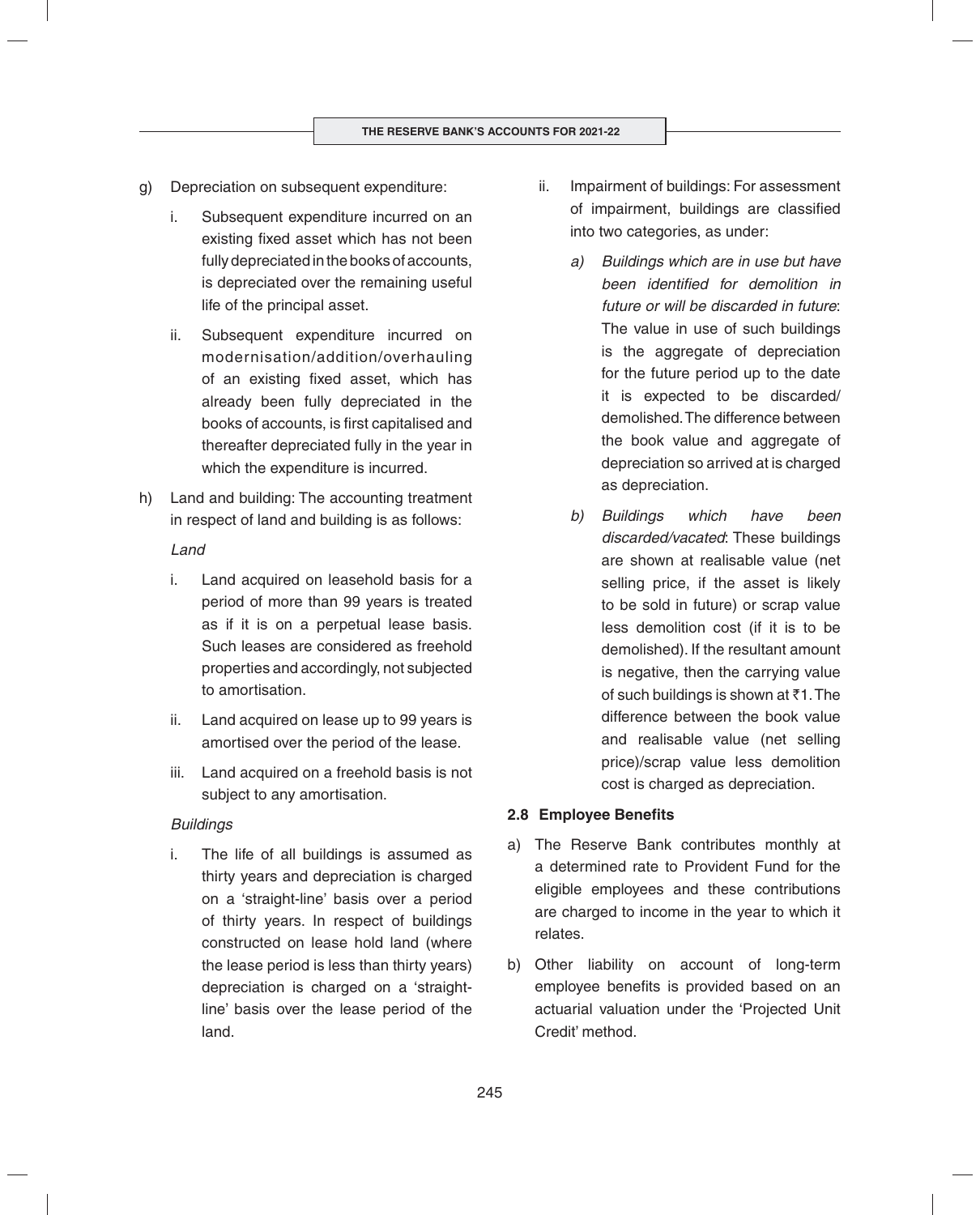g) Depreciation on subsequent expenditure:

   i. Subsequent expenditure incurred on an existing fixed asset which has not been fully depreciated in the books of accounts, is depreciated over the remaining useful life of the principal asset.

   ii. Subsequent expenditure incurred on modernisation/addition/overhauling of an existing fixed asset, which has already been fully depreciated in the books of accounts, is first capitalised and thereafter depreciated fully in the year in which the expenditure is incurred.

h) Land and building: The accounting treatment in respect of land and building is as follows:

   *Land*

   i. Land acquired on leasehold basis for a period of more than 99 years is treated as if it is on a perpetual lease basis. Such leases are considered as freehold properties and accordingly, not subjected to amortisation.

   ii. Land acquired on lease up to 99 years is amortised over the period of the lease.

   iii. Land acquired on a freehold basis is not subject to any amortisation.

   *Buildings*

   i. The life of all buildings is assumed as thirty years and depreciation is charged on a 'straight-line' basis over a period of thirty years. In respect of buildings constructed on lease hold land (where the lease period is less than thirty years) depreciation is charged on a 'straight-line' basis over the lease period of the land.

   ii. Impairment of buildings: For assessment of impairment, buildings are classified into two categories, as under:

      *a) Buildings which are in use but have been identified for demolition in future or will be discarded in future*: The value in use of such buildings is the aggregate of depreciation for the future period up to the date it is expected to be discarded/demolished. The difference between the book value and aggregate of depreciation so arrived at is charged as depreciation.

      *b) Buildings which have been discarded/vacated*: These buildings are shown at realisable value (net selling price, if the asset is likely to be sold in future) or scrap value less demolition cost (if it is to be demolished). If the resultant amount is negative, then the carrying value of such buildings is shown at ₹1. The difference between the book value and realisable value (net selling price)/scrap value less demolition cost is charged as depreciation.

### 2.8 Employee Benefits

a) The Reserve Bank contributes monthly at a determined rate to Provident Fund for the eligible employees and these contributions are charged to income in the year to which it relates.

b) Other liability on account of long-term employee benefits is provided based on an actuarial valuation under the 'Projected Unit Credit' method.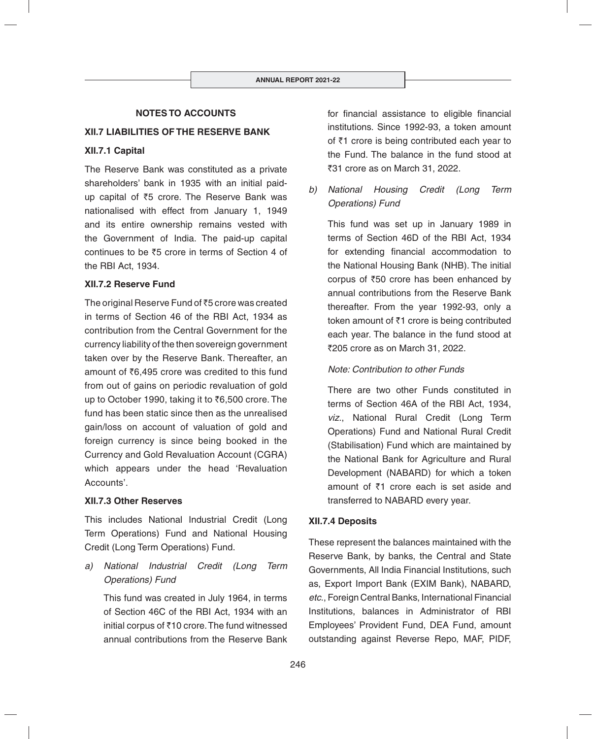## NOTES TO ACCOUNTS

### XII.7 LIABILITIES OF THE RESERVE BANK

#### XII.7.1 Capital

The Reserve Bank was constituted as a private shareholders' bank in 1935 with an initial paid-up capital of ₹5 crore. The Reserve Bank was nationalised with effect from January 1, 1949 and its entire ownership remains vested with the Government of India. The paid-up capital continues to be ₹5 crore in terms of Section 4 of the RBI Act, 1934.

#### XII.7.2 Reserve Fund

The original Reserve Fund of ₹5 crore was created in terms of Section 46 of the RBI Act, 1934 as contribution from the Central Government for the currency liability of the then sovereign government taken over by the Reserve Bank. Thereafter, an amount of ₹6,495 crore was credited to this fund from out of gains on periodic revaluation of gold up to October 1990, taking it to ₹6,500 crore. The fund has been static since then as the unrealised gain/loss on account of valuation of gold and foreign currency is since being booked in the Currency and Gold Revaluation Account (CGRA) which appears under the head 'Revaluation Accounts'.

#### XII.7.3 Other Reserves

This includes National Industrial Credit (Long Term Operations) Fund and National Housing Credit (Long Term Operations) Fund.

a) *National Industrial Credit (Long Term Operations) Fund*

   This fund was created in July 1964, in terms of Section 46C of the RBI Act, 1934 with an initial corpus of ₹10 crore. The fund witnessed annual contributions from the Reserve Bank for financial assistance to eligible financial institutions. Since 1992-93, a token amount of ₹1 crore is being contributed each year to the Fund. The balance in the fund stood at ₹31 crore as on March 31, 2022.

b) *National Housing Credit (Long Term Operations) Fund*

   This fund was set up in January 1989 in terms of Section 46D of the RBI Act, 1934 for extending financial accommodation to the National Housing Bank (NHB). The initial corpus of ₹50 crore has been enhanced by annual contributions from the Reserve Bank thereafter. From the year 1992-93, only a token amount of ₹1 crore is being contributed each year. The balance in the fund stood at ₹205 crore as on March 31, 2022.

   *Note: Contribution to other Funds*

   There are two other Funds constituted in terms of Section 46A of the RBI Act, 1934, *viz*., National Rural Credit (Long Term Operations) Fund and National Rural Credit (Stabilisation) Fund which are maintained by the National Bank for Agriculture and Rural Development (NABARD) for which a token amount of ₹1 crore each is set aside and transferred to NABARD every year.

#### XII.7.4 Deposits

These represent the balances maintained with the Reserve Bank, by banks, the Central and State Governments, All India Financial Institutions, such as, Export Import Bank (EXIM Bank), NABARD, *etc*., Foreign Central Banks, International Financial Institutions, balances in Administrator of RBI Employees' Provident Fund, DEA Fund, amount outstanding against Reverse Repo, MAF, PIDF,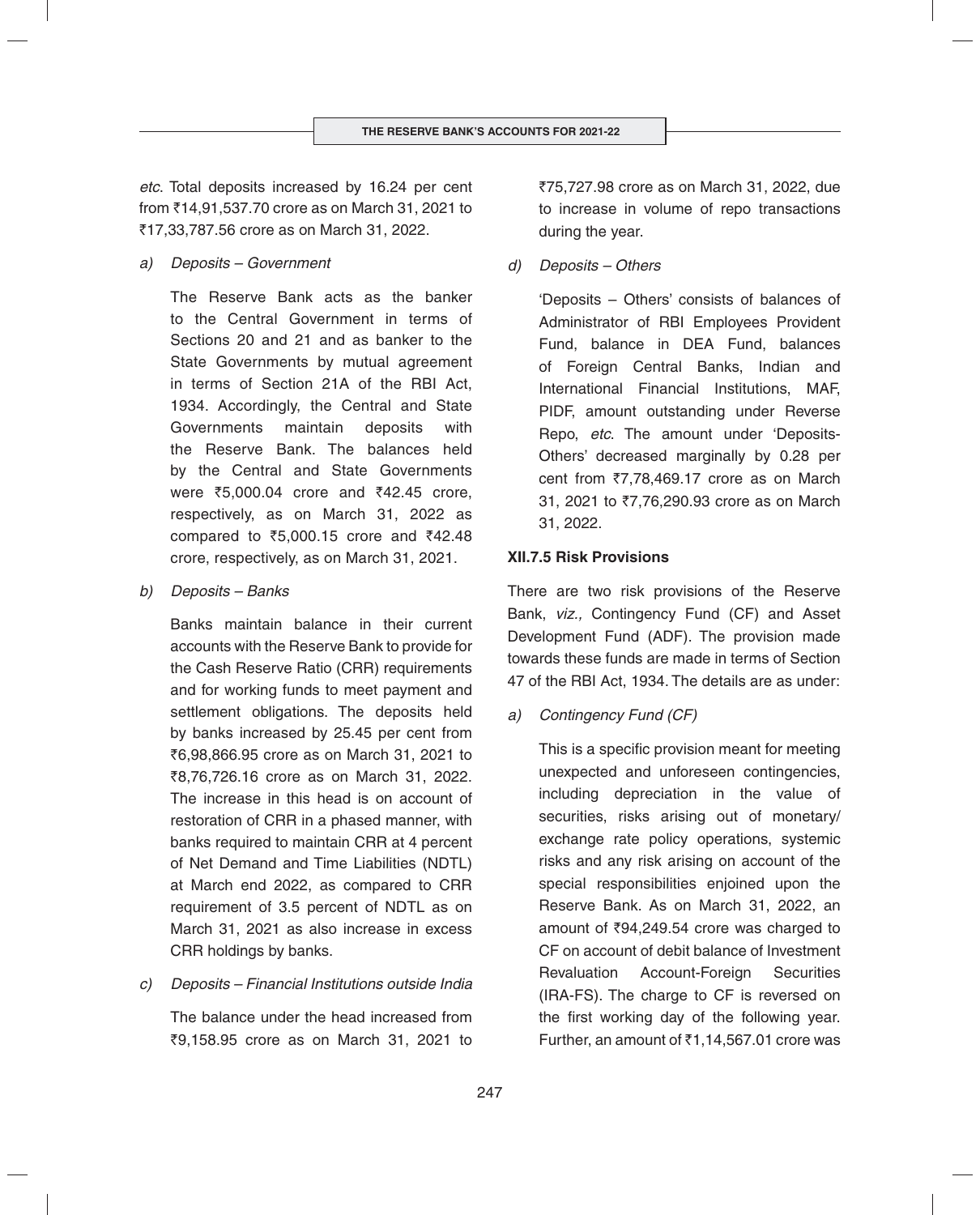*etc.* Total deposits increased by 16.24 per cent from ₹14,91,537.70 crore as on March 31, 2021 to ₹17,33,787.56 crore as on March 31, 2022.

a) *Deposits – Government*

The Reserve Bank acts as the banker to the Central Government in terms of Sections 20 and 21 and as banker to the State Governments by mutual agreement in terms of Section 21A of the RBI Act, 1934. Accordingly, the Central and State Governments maintain deposits with the Reserve Bank. The balances held by the Central and State Governments were ₹5,000.04 crore and ₹42.45 crore, respectively, as on March 31, 2022 as compared to ₹5,000.15 crore and ₹42.48 crore, respectively, as on March 31, 2021.

b) *Deposits – Banks*

Banks maintain balance in their current accounts with the Reserve Bank to provide for the Cash Reserve Ratio (CRR) requirements and for working funds to meet payment and settlement obligations. The deposits held by banks increased by 25.45 per cent from ₹6,98,866.95 crore as on March 31, 2021 to ₹8,76,726.16 crore as on March 31, 2022. The increase in this head is on account of restoration of CRR in a phased manner, with banks required to maintain CRR at 4 percent of Net Demand and Time Liabilities (NDTL) at March end 2022, as compared to CRR requirement of 3.5 percent of NDTL as on March 31, 2021 as also increase in excess CRR holdings by banks.

c) *Deposits – Financial Institutions outside India*

The balance under the head increased from ₹9,158.95 crore as on March 31, 2021 to ₹75,727.98 crore as on March 31, 2022, due to increase in volume of repo transactions during the year.

d) *Deposits – Others*

'Deposits – Others' consists of balances of Administrator of RBI Employees Provident Fund, balance in DEA Fund, balances of Foreign Central Banks, Indian and International Financial Institutions, MAF, PIDF, amount outstanding under Reverse Repo, *etc.* The amount under 'Deposits-Others' decreased marginally by 0.28 per cent from ₹7,78,469.17 crore as on March 31, 2021 to ₹7,76,290.93 crore as on March 31, 2022.

**XII.7.5 Risk Provisions**

There are two risk provisions of the Reserve Bank, *viz.,* Contingency Fund (CF) and Asset Development Fund (ADF). The provision made towards these funds are made in terms of Section 47 of the RBI Act, 1934. The details are as under:

a) *Contingency Fund (CF)*

This is a specific provision meant for meeting unexpected and unforeseen contingencies, including depreciation in the value of securities, risks arising out of monetary/exchange rate policy operations, systemic risks and any risk arising on account of the special responsibilities enjoined upon the Reserve Bank. As on March 31, 2022, an amount of ₹94,249.54 crore was charged to CF on account of debit balance of Investment Revaluation Account-Foreign Securities (IRA-FS). The charge to CF is reversed on the first working day of the following year. Further, an amount of ₹1,14,567.01 crore was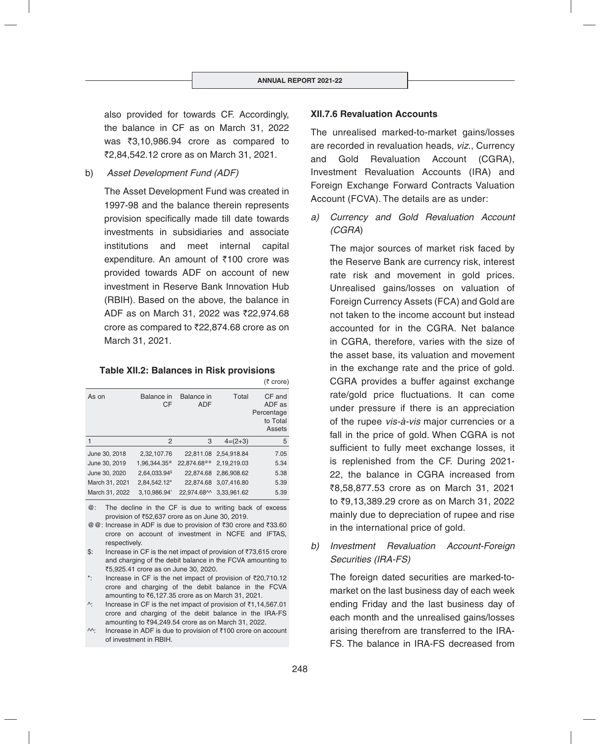also provided for towards CF. Accordingly, the balance in CF as on March 31, 2022 was ₹3,10,986.94 crore as compared to ₹2,84,542.12 crore as on March 31, 2021.

b) *Asset Development Fund (ADF)*

The Asset Development Fund was created in 1997-98 and the balance therein represents provision specifically made till date towards investments in subsidiaries and associate institutions and meet internal capital expenditure. An amount of ₹100 crore was provided towards ADF on account of new investment in Reserve Bank Innovation Hub (RBIH). Based on the above, the balance in ADF as on March 31, 2022 was ₹22,974.68 crore as compared to ₹22,874.68 crore as on March 31, 2021.

**Table XII.2: Balances in Risk provisions**

(₹ crore)

| As on | Balance in CF | Balance in ADF | Total | CF and ADF as Percentage to Total Assets |
|---|---|---|---|---|
| 1 | 2 | 3 | 4=(2+3) | 5 |
| June 30, 2018 | 2,32,107.76 | 22,811.08 | 2,54,918.84 | 7.05 |
| June 30, 2019 | 1,96,344.35@ | 22,874.68@@ | 2,19,219.03 | 5.34 |
| June 30, 2020 | 2,64,033.94$ | 22,874.68 | 2,86,908.62 | 5.38 |
| March 31, 2021 | 2,84,542.12* | 22,874.68 | 3,07,416.80 | 5.39 |
| March 31, 2022 | 3,10,986.94^ | 22,974.68^^ | 3,33,961.62 | 5.39 |

@: The decline in the CF is due to writing back of excess provision of ₹52,637 crore as on June 30, 2019.

@@: Increase in ADF is due to provision of ₹30 crore and ₹33.60 crore on account of investment in NCFE and IFTAS, respectively.

$: Increase in CF is the net impact of provision of ₹73,615 crore and charging of the debit balance in the FCVA amounting to ₹5,925.41 crore as on June 30, 2020.

*: Increase in CF is the net impact of provision of ₹20,710.12 crore and charging of the debit balance in the FCVA amounting to ₹6,127.35 crore as on March 31, 2021.

^: Increase in CF is the net impact of provision of ₹1,14,567.01 crore and charging of the debit balance in the IRA-FS amounting to ₹94,249.54 crore as on March 31, 2022.

^^: Increase in ADF is due to provision of ₹100 crore on account of investment in RBIH.

### XII.7.6 Revaluation Accounts

The unrealised marked-to-market gains/losses are recorded in revaluation heads, *viz.*, Currency and Gold Revaluation Account (CGRA), Investment Revaluation Accounts (IRA) and Foreign Exchange Forward Contracts Valuation Account (FCVA). The details are as under:

a) *Currency and Gold Revaluation Account (CGRA)*

The major sources of market risk faced by the Reserve Bank are currency risk, interest rate risk and movement in gold prices. Unrealised gains/losses on valuation of Foreign Currency Assets (FCA) and Gold are not taken to the income account but instead accounted for in the CGRA. Net balance in CGRA, therefore, varies with the size of the asset base, its valuation and movement in the exchange rate and the price of gold. CGRA provides a buffer against exchange rate/gold price fluctuations. It can come under pressure if there is an appreciation of the rupee *vis-à-vis* major currencies or a fall in the price of gold. When CGRA is not sufficient to fully meet exchange losses, it is replenished from the CF. During 2021-22, the balance in CGRA increased from ₹8,58,877.53 crore as on March 31, 2021 to ₹9,13,389.29 crore as on March 31, 2022 mainly due to depreciation of rupee and rise in the international price of gold.

b) *Investment Revaluation Account-Foreign Securities (IRA-FS)*

The foreign dated securities are marked-to-market on the last business day of each week ending Friday and the last business day of each month and the unrealised gains/losses arising therefrom are transferred to the IRA-FS. The balance in IRA-FS decreased from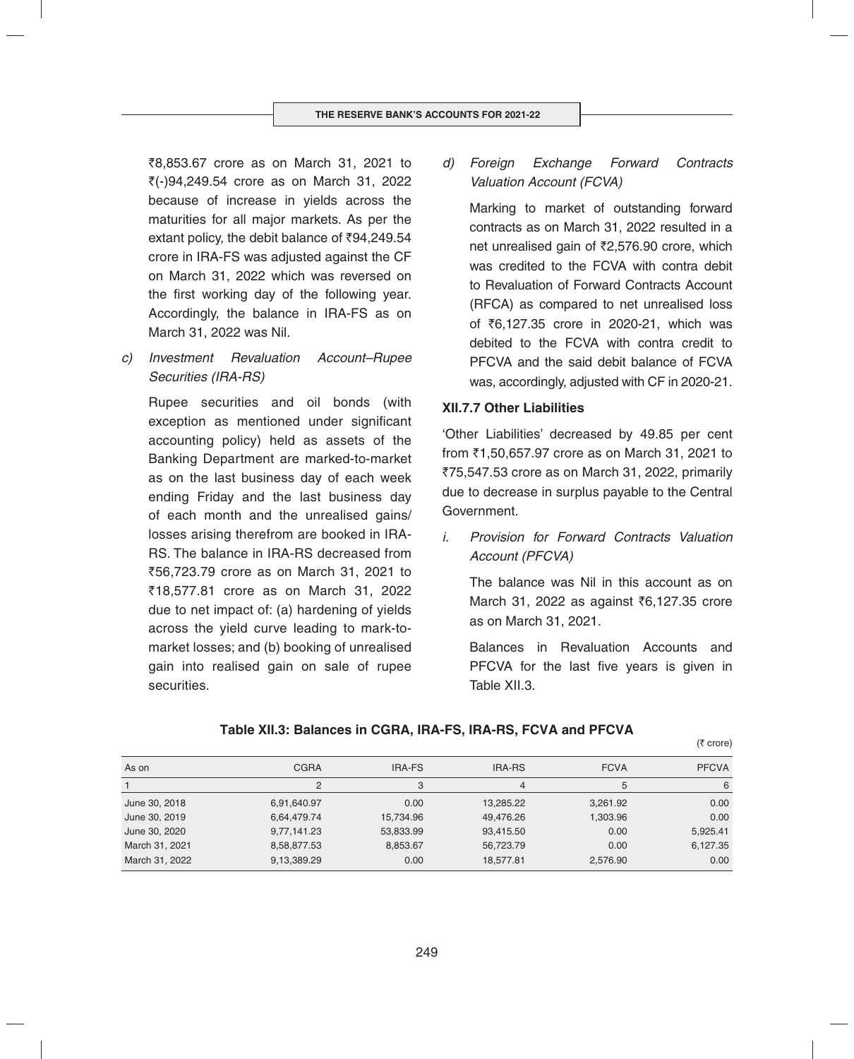₹8,853.67 crore as on March 31, 2021 to ₹(-)94,249.54 crore as on March 31, 2022 because of increase in yields across the maturities for all major markets. As per the extant policy, the debit balance of ₹94,249.54 crore in IRA-FS was adjusted against the CF on March 31, 2022 which was reversed on the first working day of the following year. Accordingly, the balance in IRA-FS as on March 31, 2022 was Nil.

c) *Investment Revaluation Account–Rupee Securities (IRA-RS)*

Rupee securities and oil bonds (with exception as mentioned under significant accounting policy) held as assets of the Banking Department are marked-to-market as on the last business day of each week ending Friday and the last business day of each month and the unrealised gains/ losses arising therefrom are booked in IRA-RS. The balance in IRA-RS decreased from ₹56,723.79 crore as on March 31, 2021 to ₹18,577.81 crore as on March 31, 2022 due to net impact of: (a) hardening of yields across the yield curve leading to mark-to-market losses; and (b) booking of unrealised gain into realised gain on sale of rupee securities.

d) *Foreign Exchange Forward Contracts Valuation Account (FCVA)*

Marking to market of outstanding forward contracts as on March 31, 2022 resulted in a net unrealised gain of ₹2,576.90 crore, which was credited to the FCVA with contra debit to Revaluation of Forward Contracts Account (RFCA) as compared to net unrealised loss of ₹6,127.35 crore in 2020-21, which was debited to the FCVA with contra credit to PFCVA and the said debit balance of FCVA was, accordingly, adjusted with CF in 2020-21.

### XII.7.7 Other Liabilities

'Other Liabilities' decreased by 49.85 per cent from ₹1,50,657.97 crore as on March 31, 2021 to ₹75,547.53 crore as on March 31, 2022, primarily due to decrease in surplus payable to the Central Government.

i. *Provision for Forward Contracts Valuation Account (PFCVA)*

The balance was Nil in this account as on March 31, 2022 as against ₹6,127.35 crore as on March 31, 2021.

Balances in Revaluation Accounts and PFCVA for the last five years is given in Table XII.3.

**Table XII.3: Balances in CGRA, IRA-FS, IRA-RS, FCVA and PFCVA**

(₹ crore)

| As on | CGRA | IRA-FS | IRA-RS | FCVA | PFCVA |
|---|---|---|---|---|---|
| 1 | 2 | 3 | 4 | 5 | 6 |
| June 30, 2018 | 6,91,640.97 | 0.00 | 13,285.22 | 3,261.92 | 0.00 |
| June 30, 2019 | 6,64,479.74 | 15,734.96 | 49,476.26 | 1,303.96 | 0.00 |
| June 30, 2020 | 9,77,141.23 | 53,833.99 | 93,415.50 | 0.00 | 5,925.41 |
| March 31, 2021 | 8,58,877.53 | 8,853.67 | 56,723.79 | 0.00 | 6,127.35 |
| March 31, 2022 | 9,13,389.29 | 0.00 | 18,577.81 | 2,576.90 | 0.00 |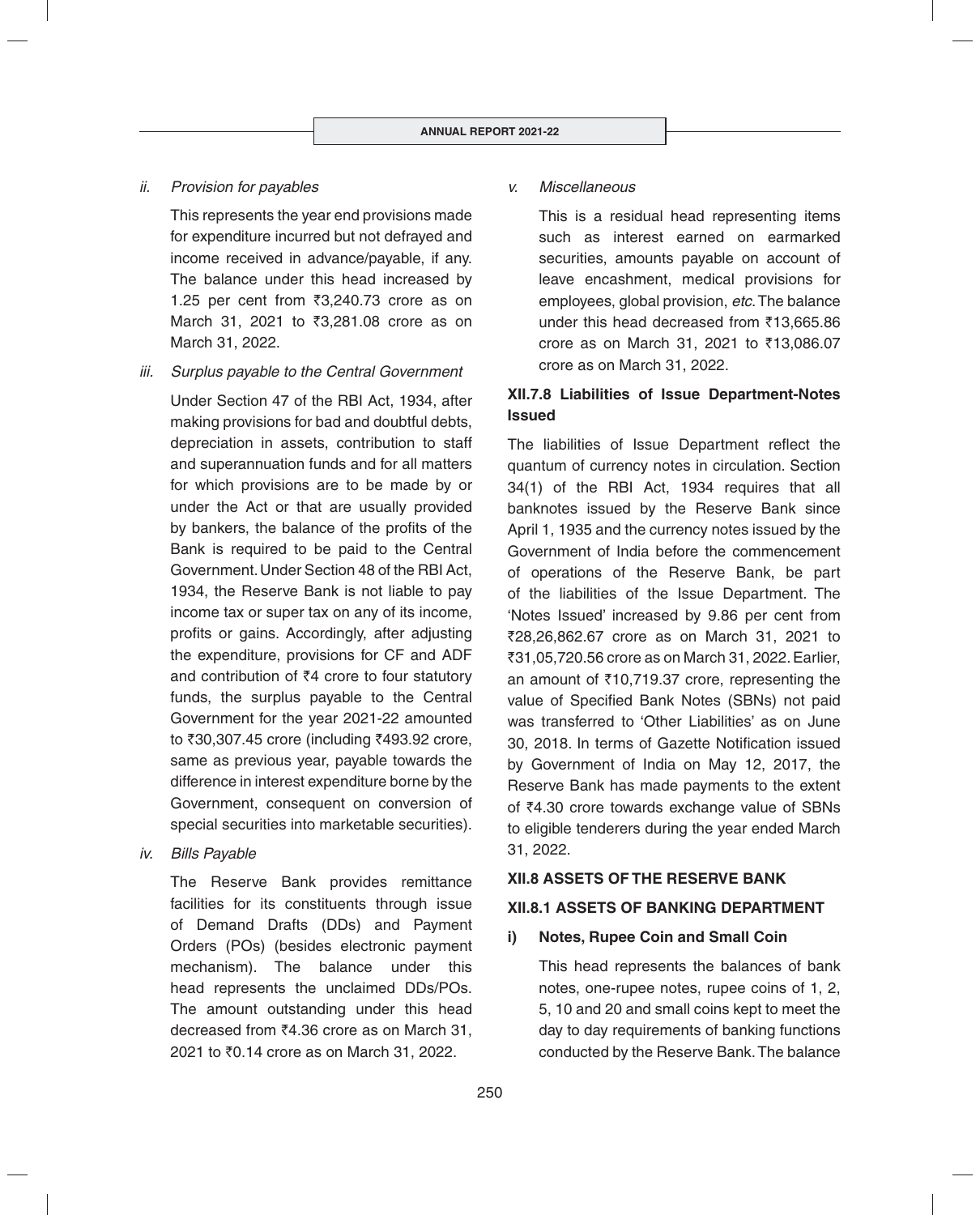*ii. Provision for payables*

This represents the year end provisions made for expenditure incurred but not defrayed and income received in advance/payable, if any. The balance under this head increased by 1.25 per cent from ₹3,240.73 crore as on March 31, 2021 to ₹3,281.08 crore as on March 31, 2022.

*iii. Surplus payable to the Central Government*

Under Section 47 of the RBI Act, 1934, after making provisions for bad and doubtful debts, depreciation in assets, contribution to staff and superannuation funds and for all matters for which provisions are to be made by or under the Act or that are usually provided by bankers, the balance of the profits of the Bank is required to be paid to the Central Government. Under Section 48 of the RBI Act, 1934, the Reserve Bank is not liable to pay income tax or super tax on any of its income, profits or gains. Accordingly, after adjusting the expenditure, provisions for CF and ADF and contribution of ₹4 crore to four statutory funds, the surplus payable to the Central Government for the year 2021-22 amounted to ₹30,307.45 crore (including ₹493.92 crore, same as previous year, payable towards the difference in interest expenditure borne by the Government, consequent on conversion of special securities into marketable securities).

*iv. Bills Payable*

The Reserve Bank provides remittance facilities for its constituents through issue of Demand Drafts (DDs) and Payment Orders (POs) (besides electronic payment mechanism). The balance under this head represents the unclaimed DDs/POs. The amount outstanding under this head decreased from ₹4.36 crore as on March 31, 2021 to ₹0.14 crore as on March 31, 2022.

*v. Miscellaneous*

This is a residual head representing items such as interest earned on earmarked securities, amounts payable on account of leave encashment, medical provisions for employees, global provision, *etc.* The balance under this head decreased from ₹13,665.86 crore as on March 31, 2021 to ₹13,086.07 crore as on March 31, 2022.

### XII.7.8 Liabilities of Issue Department-Notes Issued

The liabilities of Issue Department reflect the quantum of currency notes in circulation. Section 34(1) of the RBI Act, 1934 requires that all banknotes issued by the Reserve Bank since April 1, 1935 and the currency notes issued by the Government of India before the commencement of operations of the Reserve Bank, be part of the liabilities of the Issue Department. The 'Notes Issued' increased by 9.86 per cent from ₹28,26,862.67 crore as on March 31, 2021 to ₹31,05,720.56 crore as on March 31, 2022. Earlier, an amount of ₹10,719.37 crore, representing the value of Specified Bank Notes (SBNs) not paid was transferred to 'Other Liabilities' as on June 30, 2018. In terms of Gazette Notification issued by Government of India on May 12, 2017, the Reserve Bank has made payments to the extent of ₹4.30 crore towards exchange value of SBNs to eligible tenderers during the year ended March 31, 2022.

## XII.8 ASSETS OF THE RESERVE BANK

### XII.8.1 ASSETS OF BANKING DEPARTMENT

**i) Notes, Rupee Coin and Small Coin**

This head represents the balances of bank notes, one-rupee notes, rupee coins of 1, 2, 5, 10 and 20 and small coins kept to meet the day to day requirements of banking functions conducted by the Reserve Bank. The balance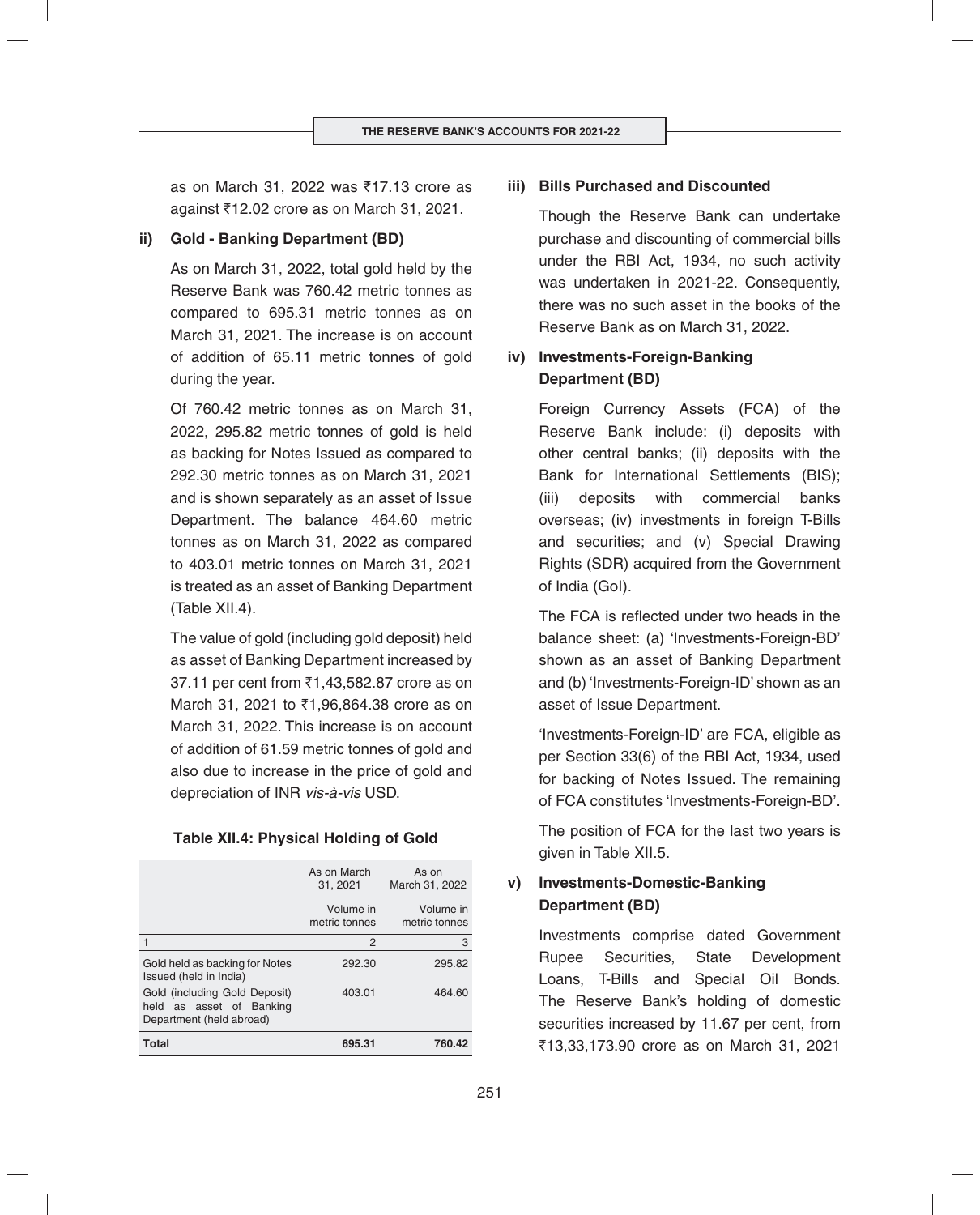as on March 31, 2022 was ₹17.13 crore as against ₹12.02 crore as on March 31, 2021.

**ii) Gold - Banking Department (BD)**

As on March 31, 2022, total gold held by the Reserve Bank was 760.42 metric tonnes as compared to 695.31 metric tonnes as on March 31, 2021. The increase is on account of addition of 65.11 metric tonnes of gold during the year.

Of 760.42 metric tonnes as on March 31, 2022, 295.82 metric tonnes of gold is held as backing for Notes Issued as compared to 292.30 metric tonnes as on March 31, 2021 and is shown separately as an asset of Issue Department. The balance 464.60 metric tonnes as on March 31, 2022 as compared to 403.01 metric tonnes on March 31, 2021 is treated as an asset of Banking Department (Table XII.4).

The value of gold (including gold deposit) held as asset of Banking Department increased by 37.11 per cent from ₹1,43,582.87 crore as on March 31, 2021 to ₹1,96,864.38 crore as on March 31, 2022. This increase is on account of addition of 61.59 metric tonnes of gold and also due to increase in the price of gold and depreciation of INR *vis-à-vis* USD.

**Table XII.4: Physical Holding of Gold**

| | As on March 31, 2021 | As on March 31, 2022 |
|---|---|---|
| | Volume in metric tonnes | Volume in metric tonnes |
| 1 | 2 | 3 |
| Gold held as backing for Notes Issued (held in India) | 292.30 | 295.82 |
| Gold (including Gold Deposit) held as asset of Banking Department (held abroad) | 403.01 | 464.60 |
| **Total** | **695.31** | **760.42** |

**iii) Bills Purchased and Discounted**

Though the Reserve Bank can undertake purchase and discounting of commercial bills under the RBI Act, 1934, no such activity was undertaken in 2021-22. Consequently, there was no such asset in the books of the Reserve Bank as on March 31, 2022.

**iv) Investments-Foreign-Banking Department (BD)**

Foreign Currency Assets (FCA) of the Reserve Bank include: (i) deposits with other central banks; (ii) deposits with the Bank for International Settlements (BIS); (iii) deposits with commercial banks overseas; (iv) investments in foreign T-Bills and securities; and (v) Special Drawing Rights (SDR) acquired from the Government of India (GoI).

The FCA is reflected under two heads in the balance sheet: (a) 'Investments-Foreign-BD' shown as an asset of Banking Department and (b) 'Investments-Foreign-ID' shown as an asset of Issue Department.

'Investments-Foreign-ID' are FCA, eligible as per Section 33(6) of the RBI Act, 1934, used for backing of Notes Issued. The remaining of FCA constitutes 'Investments-Foreign-BD'.

The position of FCA for the last two years is given in Table XII.5.

**v) Investments-Domestic-Banking Department (BD)**

Investments comprise dated Government Rupee Securities, State Development Loans, T-Bills and Special Oil Bonds. The Reserve Bank's holding of domestic securities increased by 11.67 per cent, from ₹13,33,173.90 crore as on March 31, 2021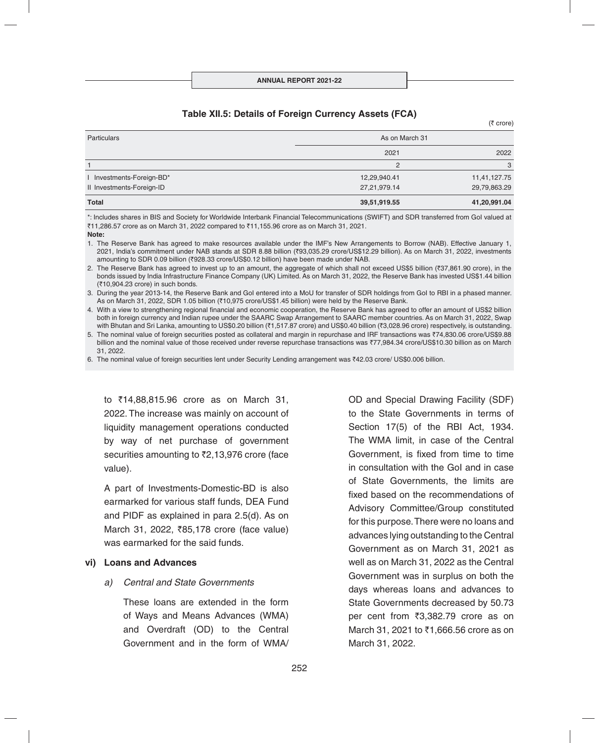**Table XII.5: Details of Foreign Currency Assets (FCA)**

(₹ crore)

| Particulars | As on March 31 | |
|---|---|---|
| | 2021 | 2022 |
| 1 | 2 | 3 |
| I Investments-Foreign-BD* | 12,29,940.41 | 11,41,127.75 |
| II Investments-Foreign-ID | 27,21,979.14 | 29,79,863.29 |
| **Total** | **39,51,919.55** | **41,20,991.04** |

*: Includes shares in BIS and Society for Worldwide Interbank Financial Telecommunications (SWIFT) and SDR transferred from GoI valued at ₹11,286.57 crore as on March 31, 2022 compared to ₹11,155.96 crore as on March 31, 2021.

**Note:**

1. The Reserve Bank has agreed to make resources available under the IMF's New Arrangements to Borrow (NAB). Effective January 1, 2021, India's commitment under NAB stands at SDR 8.88 billion (₹93,035.29 crore/US$12.29 billion). As on March 31, 2022, investments amounting to SDR 0.09 billion (₹928.33 crore/US$0.12 billion) have been made under NAB.
2. The Reserve Bank has agreed to invest up to an amount, the aggregate of which shall not exceed US$5 billion (₹37,861.90 crore), in the bonds issued by India Infrastructure Finance Company (UK) Limited. As on March 31, 2022, the Reserve Bank has invested US$1.44 billion (₹10,904.23 crore) in such bonds.
3. During the year 2013-14, the Reserve Bank and GoI entered into a MoU for transfer of SDR holdings from GoI to RBI in a phased manner. As on March 31, 2022, SDR 1.05 billion (₹10,975 crore/US$1.45 billion) were held by the Reserve Bank.
4. With a view to strengthening regional financial and economic cooperation, the Reserve Bank has agreed to offer an amount of US$2 billion both in foreign currency and Indian rupee under the SAARC Swap Arrangement to SAARC member countries. As on March 31, 2022, Swap with Bhutan and Sri Lanka, amounting to US$0.20 billion (₹1,517.87 crore) and US$0.40 billion (₹3,028.96 crore) respectively, is outstanding.
5. The nominal value of foreign securities posted as collateral and margin in repurchase and IRF transactions was ₹74,830.06 crore/US$9.88 billion and the nominal value of those received under reverse repurchase transactions was ₹77,984.34 crore/US$10.30 billion as on March 31, 2022.
6. The nominal value of foreign securities lent under Security Lending arrangement was ₹42.03 crore/ US$0.006 billion.

to ₹14,88,815.96 crore as on March 31, 2022. The increase was mainly on account of liquidity management operations conducted by way of net purchase of government securities amounting to ₹2,13,976 crore (face value).

A part of Investments-Domestic-BD is also earmarked for various staff funds, DEA Fund and PIDF as explained in para 2.5(d). As on March 31, 2022, ₹85,178 crore (face value) was earmarked for the said funds.

**vi) Loans and Advances**

*a) Central and State Governments*

These loans are extended in the form of Ways and Means Advances (WMA) and Overdraft (OD) to the Central Government and in the form of WMA/OD and Special Drawing Facility (SDF) to the State Governments in terms of Section 17(5) of the RBI Act, 1934. The WMA limit, in case of the Central Government, is fixed from time to time in consultation with the GoI and in case of State Governments, the limits are fixed based on the recommendations of Advisory Committee/Group constituted for this purpose. There were no loans and advances lying outstanding to the Central Government as on March 31, 2021 as well as on March 31, 2022 as the Central Government was in surplus on both the days whereas loans and advances to State Governments decreased by 50.73 per cent from ₹3,382.79 crore as on March 31, 2021 to ₹1,666.56 crore as on March 31, 2022.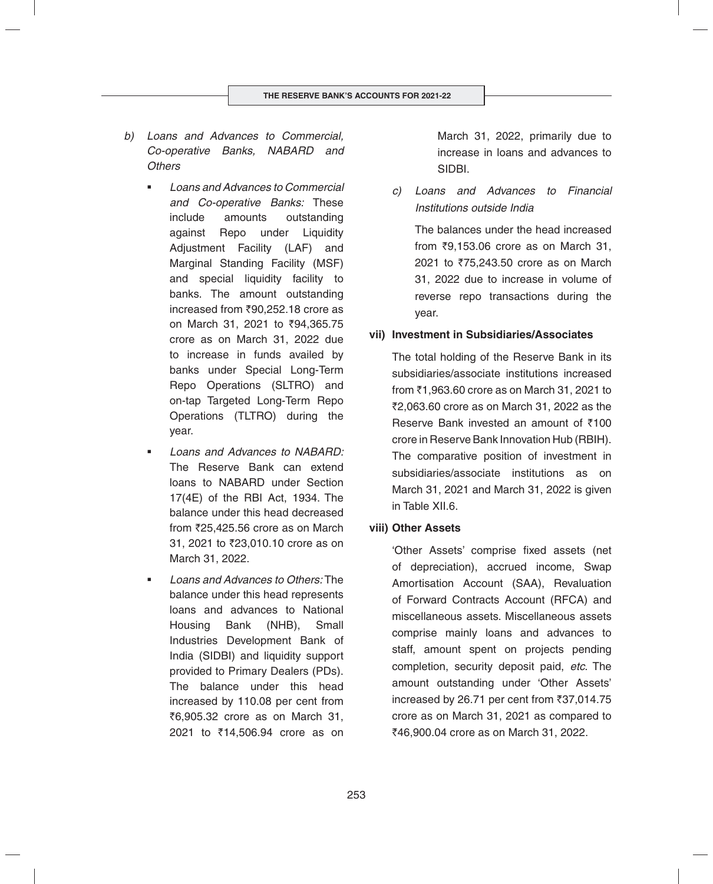b) *Loans and Advances to Commercial, Co-operative Banks, NABARD and Others*

- *Loans and Advances to Commercial and Co-operative Banks:* These include amounts outstanding against Repo under Liquidity Adjustment Facility (LAF) and Marginal Standing Facility (MSF) and special liquidity facility to banks. The amount outstanding increased from ₹90,252.18 crore as on March 31, 2021 to ₹94,365.75 crore as on March 31, 2022 due to increase in funds availed by banks under Special Long-Term Repo Operations (SLTRO) and on-tap Targeted Long-Term Repo Operations (TLTRO) during the year.
- *Loans and Advances to NABARD:* The Reserve Bank can extend loans to NABARD under Section 17(4E) of the RBI Act, 1934. The balance under this head decreased from ₹25,425.56 crore as on March 31, 2021 to ₹23,010.10 crore as on March 31, 2022.
- *Loans and Advances to Others:* The balance under this head represents loans and advances to National Housing Bank (NHB), Small Industries Development Bank of India (SIDBI) and liquidity support provided to Primary Dealers (PDs). The balance under this head increased by 110.08 per cent from ₹6,905.32 crore as on March 31, 2021 to ₹14,506.94 crore as on March 31, 2022, primarily due to increase in loans and advances to SIDBI.

c) *Loans and Advances to Financial Institutions outside India*

The balances under the head increased from ₹9,153.06 crore as on March 31, 2021 to ₹75,243.50 crore as on March 31, 2022 due to increase in volume of reverse repo transactions during the year.

**vii) Investment in Subsidiaries/Associates**

The total holding of the Reserve Bank in its subsidiaries/associate institutions increased from ₹1,963.60 crore as on March 31, 2021 to ₹2,063.60 crore as on March 31, 2022 as the Reserve Bank invested an amount of ₹100 crore in Reserve Bank Innovation Hub (RBIH). The comparative position of investment in subsidiaries/associate institutions as on March 31, 2021 and March 31, 2022 is given in Table XII.6.

**viii) Other Assets**

'Other Assets' comprise fixed assets (net of depreciation), accrued income, Swap Amortisation Account (SAA), Revaluation of Forward Contracts Account (RFCA) and miscellaneous assets. Miscellaneous assets comprise mainly loans and advances to staff, amount spent on projects pending completion, security deposit paid, *etc.* The amount outstanding under 'Other Assets' increased by 26.71 per cent from ₹37,014.75 crore as on March 31, 2021 as compared to ₹46,900.04 crore as on March 31, 2022.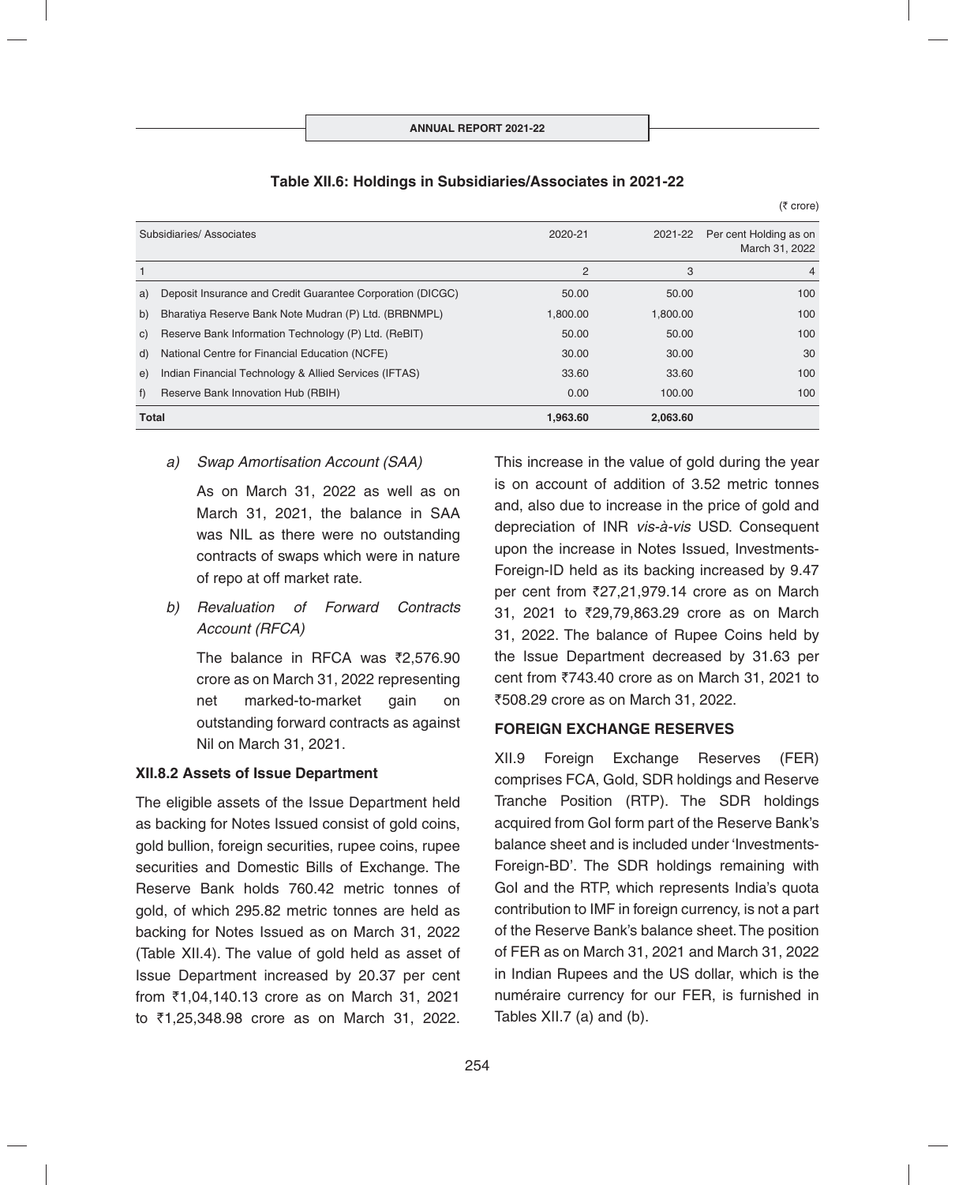**Table XII.6: Holdings in Subsidiaries/Associates in 2021-22**

(₹ crore)

| Subsidiaries/ Associates | 2020-21 | 2021-22 | Per cent Holding as on March 31, 2022 |
|---|---|---|---|
| 1 | 2 | 3 | 4 |
| a) Deposit Insurance and Credit Guarantee Corporation (DICGC) | 50.00 | 50.00 | 100 |
| b) Bharatiya Reserve Bank Note Mudran (P) Ltd. (BRBNMPL) | 1,800.00 | 1,800.00 | 100 |
| c) Reserve Bank Information Technology (P) Ltd. (ReBIT) | 50.00 | 50.00 | 100 |
| d) National Centre for Financial Education (NCFE) | 30.00 | 30.00 | 30 |
| e) Indian Financial Technology & Allied Services (IFTAS) | 33.60 | 33.60 | 100 |
| f) Reserve Bank Innovation Hub (RBIH) | 0.00 | 100.00 | 100 |
| **Total** | **1,963.60** | **2,063.60** | |

*a) Swap Amortisation Account (SAA)*

As on March 31, 2022 as well as on March 31, 2021, the balance in SAA was NIL as there were no outstanding contracts of swaps which were in nature of repo at off market rate.

*b) Revaluation of Forward Contracts Account (RFCA)*

The balance in RFCA was ₹2,576.90 crore as on March 31, 2022 representing net marked-to-market gain on outstanding forward contracts as against Nil on March 31, 2021.

**XII.8.2 Assets of Issue Department**

The eligible assets of the Issue Department held as backing for Notes Issued consist of gold coins, gold bullion, foreign securities, rupee coins, rupee securities and Domestic Bills of Exchange. The Reserve Bank holds 760.42 metric tonnes of gold, of which 295.82 metric tonnes are held as backing for Notes Issued as on March 31, 2022 (Table XII.4). The value of gold held as asset of Issue Department increased by 20.37 per cent from ₹1,04,140.13 crore as on March 31, 2021 to ₹1,25,348.98 crore as on March 31, 2022. This increase in the value of gold during the year is on account of addition of 3.52 metric tonnes and, also due to increase in the price of gold and depreciation of INR *vis-à-vis* USD. Consequent upon the increase in Notes Issued, Investments-Foreign-ID held as its backing increased by 9.47 per cent from ₹27,21,979.14 crore as on March 31, 2021 to ₹29,79,863.29 crore as on March 31, 2022. The balance of Rupee Coins held by the Issue Department decreased by 31.63 per cent from ₹743.40 crore as on March 31, 2021 to ₹508.29 crore as on March 31, 2022.

**FOREIGN EXCHANGE RESERVES**

XII.9 Foreign Exchange Reserves (FER) comprises FCA, Gold, SDR holdings and Reserve Tranche Position (RTP). The SDR holdings acquired from GoI form part of the Reserve Bank's balance sheet and is included under 'Investments-Foreign-BD'. The SDR holdings remaining with GoI and the RTP, which represents India's quota contribution to IMF in foreign currency, is not a part of the Reserve Bank's balance sheet. The position of FER as on March 31, 2021 and March 31, 2022 in Indian Rupees and the US dollar, which is the numéraire currency for our FER, is furnished in Tables XII.7 (a) and (b).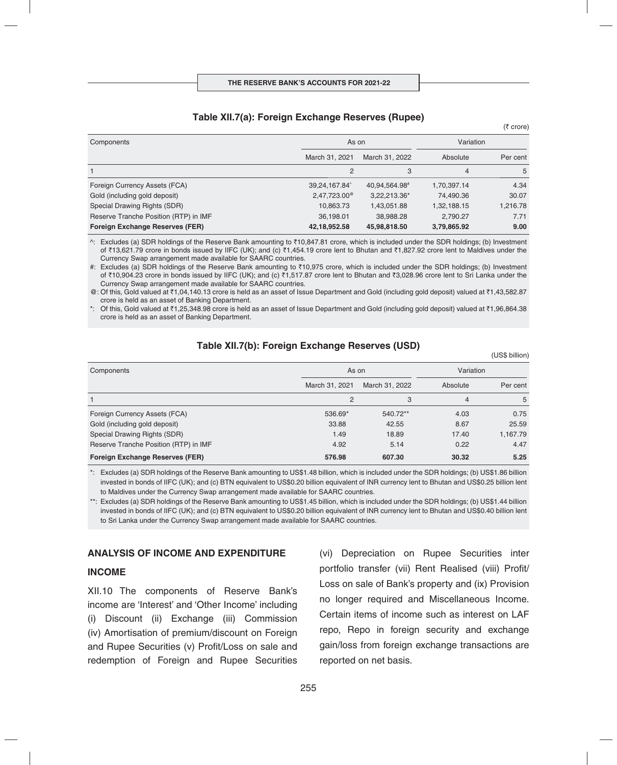### Table XII.7(a): Foreign Exchange Reserves (Rupee)

(₹ crore)

| Components | As on | | Variation | |
|---|---|---|---|---|
| | March 31, 2021 | March 31, 2022 | Absolute | Per cent |
| 1 | 2 | 3 | 4 | 5 |
| Foreign Currency Assets (FCA) | 39,24,167.84^ | 40,94,564.98# | 1,70,397.14 | 4.34 |
| Gold (including gold deposit) | 2,47,723.00@ | 3,22,213.36* | 74,490.36 | 30.07 |
| Special Drawing Rights (SDR) | 10,863.73 | 1,43,051.88 | 1,32,188.15 | 1,216.78 |
| Reserve Tranche Position (RTP) in IMF | 36,198.01 | 38,988.28 | 2,790.27 | 7.71 |
| **Foreign Exchange Reserves (FER)** | **42,18,952.58** | **45,98,818.50** | **3,79,865.92** | **9.00** |

^: Excludes (a) SDR holdings of the Reserve Bank amounting to ₹10,847.81 crore, which is included under the SDR holdings; (b) Investment of ₹13,621.79 crore in bonds issued by IIFC (UK); and (c) ₹1,454.19 crore lent to Bhutan and ₹1,827.92 crore lent to Maldives under the Currency Swap arrangement made available for SAARC countries.

#: Excludes (a) SDR holdings of the Reserve Bank amounting to ₹10,975 crore, which is included under the SDR holdings; (b) Investment of ₹10,904.23 crore in bonds issued by IIFC (UK); and (c) ₹1,517.87 crore lent to Bhutan and ₹3,028.96 crore lent to Sri Lanka under the Currency Swap arrangement made available for SAARC countries.

@: Of this, Gold valued at ₹1,04,140.13 crore is held as an asset of Issue Department and Gold (including gold deposit) valued at ₹1,43,582.87 crore is held as an asset of Banking Department.

*: Of this, Gold valued at ₹1,25,348.98 crore is held as an asset of Issue Department and Gold (including gold deposit) valued at ₹1,96,864.38 crore is held as an asset of Banking Department.

### Table XII.7(b): Foreign Exchange Reserves (USD)

(US$ billion)

| Components | As on | | Variation | |
|---|---|---|---|---|
| | March 31, 2021 | March 31, 2022 | Absolute | Per cent |
| 1 | 2 | 3 | 4 | 5 |
| Foreign Currency Assets (FCA) | 536.69* | 540.72** | 4.03 | 0.75 |
| Gold (including gold deposit) | 33.88 | 42.55 | 8.67 | 25.59 |
| Special Drawing Rights (SDR) | 1.49 | 18.89 | 17.40 | 1,167.79 |
| Reserve Tranche Position (RTP) in IMF | 4.92 | 5.14 | 0.22 | 4.47 |
| **Foreign Exchange Reserves (FER)** | **576.98** | **607.30** | **30.32** | **5.25** |

*: Excludes (a) SDR holdings of the Reserve Bank amounting to US$1.48 billion, which is included under the SDR holdings; (b) US$1.86 billion invested in bonds of IIFC (UK); and (c) BTN equivalent to US$0.20 billion equivalent of INR currency lent to Bhutan and US$0.25 billion lent to Maldives under the Currency Swap arrangement made available for SAARC countries.

**: Excludes (a) SDR holdings of the Reserve Bank amounting to US$1.45 billion, which is included under the SDR holdings; (b) US$1.44 billion invested in bonds of IIFC (UK); and (c) BTN equivalent to US$0.20 billion equivalent of INR currency lent to Bhutan and US$0.40 billion lent to Sri Lanka under the Currency Swap arrangement made available for SAARC countries.

## ANALYSIS OF INCOME AND EXPENDITURE

### INCOME

XII.10 The components of Reserve Bank's income are 'Interest' and 'Other Income' including (i) Discount (ii) Exchange (iii) Commission (iv) Amortisation of premium/discount on Foreign and Rupee Securities (v) Profit/Loss on sale and redemption of Foreign and Rupee Securities (vi) Depreciation on Rupee Securities inter portfolio transfer (vii) Rent Realised (viii) Profit/ Loss on sale of Bank's property and (ix) Provision no longer required and Miscellaneous Income. Certain items of income such as interest on LAF repo, Repo in foreign security and exchange gain/loss from foreign exchange transactions are reported on net basis.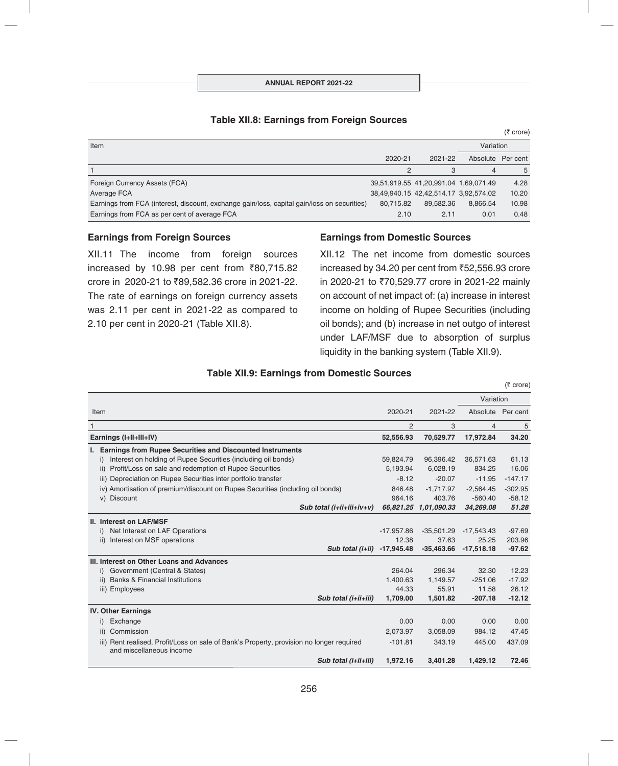**Table XII.8: Earnings from Foreign Sources**

(₹ crore)

| Item | 2020-21 | 2021-22 | Variation | |
|---|---|---|---|---|
| | | | Absolute | Per cent |
| 1 | 2 | 3 | 4 | 5 |
| Foreign Currency Assets (FCA) | 39,51,919.55 | 41,20,991.04 | 1,69,071.49 | 4.28 |
| Average FCA | 38,49,940.15 | 42,42,514.17 | 3,92,574.02 | 10.20 |
| Earnings from FCA (interest, discount, exchange gain/loss, capital gain/loss on securities) | 80,715.82 | 89,582.36 | 8,866.54 | 10.98 |
| Earnings from FCA as per cent of average FCA | 2.10 | 2.11 | 0.01 | 0.48 |

### Earnings from Foreign Sources

XII.11 The income from foreign sources increased by 10.98 per cent from ₹80,715.82 crore in 2020-21 to ₹89,582.36 crore in 2021-22. The rate of earnings on foreign currency assets was 2.11 per cent in 2021-22 as compared to 2.10 per cent in 2020-21 (Table XII.8).

### Earnings from Domestic Sources

XII.12 The net income from domestic sources increased by 34.20 per cent from ₹52,556.93 crore in 2020-21 to ₹70,529.77 crore in 2021-22 mainly on account of net impact of: (a) increase in interest income on holding of Rupee Securities (including oil bonds); and (b) increase in net outgo of interest under LAF/MSF due to absorption of surplus liquidity in the banking system (Table XII.9).

**Table XII.9: Earnings from Domestic Sources**

(₹ crore)

| Item | 2020-21 | 2021-22 | Variation | |
|---|---|---|---|---|
| | | | Absolute | Per cent |
| 1 | 2 | 3 | 4 | 5 |
| **Earnings (I+II+III+IV)** | **52,556.93** | **70,529.77** | **17,972.84** | **34.20** |
| **I. Earnings from Rupee Securities and Discounted Instruments** | | | | |
| i) Interest on holding of Rupee Securities (including oil bonds) | 59,824.79 | 96,396.42 | 36,571.63 | 61.13 |
| ii) Profit/Loss on sale and redemption of Rupee Securities | 5,193.94 | 6,028.19 | 834.25 | 16.06 |
| iii) Depreciation on Rupee Securities inter portfolio transfer | -8.12 | -20.07 | -11.95 | -147.17 |
| iv) Amortisation of premium/discount on Rupee Securities (including oil bonds) | 846.48 | -1,717.97 | -2,564.45 | -302.95 |
| v) Discount | 964.16 | 403.76 | -560.40 | -58.12 |
| *Sub total (i+ii+iii+iv+v)* | *66,821.25* | *1,01,090.33* | *34,269.08* | *51.28* |
| **II. Interest on LAF/MSF** | | | | |
| i) Net Interest on LAF Operations | -17,957.86 | -35,501.29 | -17,543.43 | -97.69 |
| ii) Interest on MSF operations | 12.38 | 37.63 | 25.25 | 203.96 |
| **Sub total (i+ii)** | **-17,945.48** | **-35,463.66** | **-17,518.18** | **-97.62** |
| **III. Interest on Other Loans and Advances** | | | | |
| i) Government (Central & States) | 264.04 | 296.34 | 32.30 | 12.23 |
| ii) Banks & Financial Institutions | 1,400.63 | 1,149.57 | -251.06 | -17.92 |
| iii) Employees | 44.33 | 55.91 | 11.58 | 26.12 |
| **Sub total (i+ii+iii)** | **1,709.00** | **1,501.82** | **-207.18** | **-12.12** |
| **IV. Other Earnings** | | | | |
| i) Exchange | 0.00 | 0.00 | 0.00 | 0.00 |
| ii) Commission | 2,073.97 | 3,058.09 | 984.12 | 47.45 |
| iii) Rent realised, Profit/Loss on sale of Bank's Property, provision no longer required and miscellaneous income | -101.81 | 343.19 | 445.00 | 437.09 |
| **Sub total (i+ii+iii)** | **1,972.16** | **3,401.28** | **1,429.12** | **72.46** |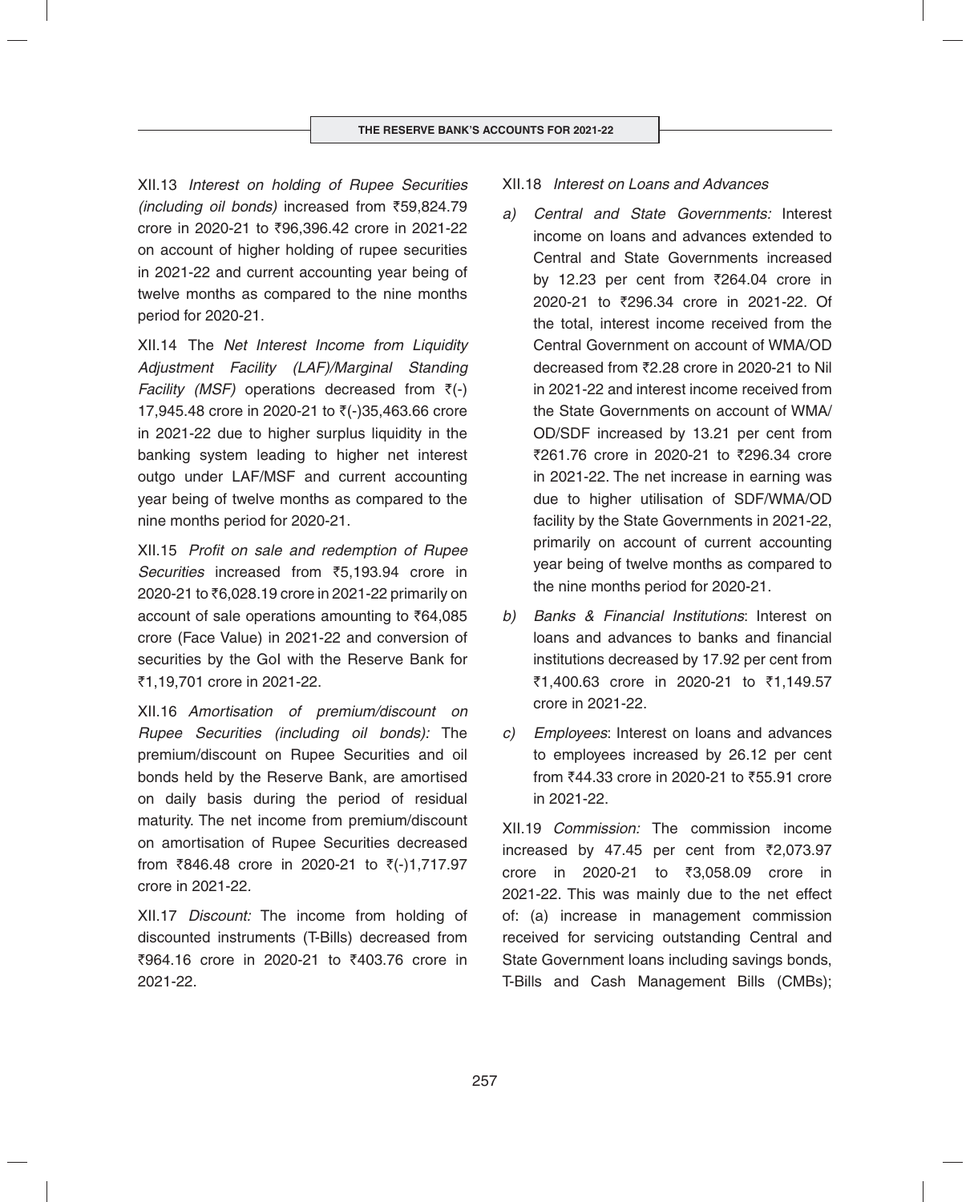XII.13 *Interest on holding of Rupee Securities (including oil bonds)* increased from ₹59,824.79 crore in 2020-21 to ₹96,396.42 crore in 2021-22 on account of higher holding of rupee securities in 2021-22 and current accounting year being of twelve months as compared to the nine months period for 2020-21.

XII.14 The *Net Interest Income from Liquidity Adjustment Facility (LAF)/Marginal Standing Facility (MSF)* operations decreased from ₹(-) 17,945.48 crore in 2020-21 to ₹(-)35,463.66 crore in 2021-22 due to higher surplus liquidity in the banking system leading to higher net interest outgo under LAF/MSF and current accounting year being of twelve months as compared to the nine months period for 2020-21.

XII.15 *Profit on sale and redemption of Rupee Securities* increased from ₹5,193.94 crore in 2020-21 to ₹6,028.19 crore in 2021-22 primarily on account of sale operations amounting to ₹64,085 crore (Face Value) in 2021-22 and conversion of securities by the GoI with the Reserve Bank for ₹1,19,701 crore in 2021-22.

XII.16 *Amortisation of premium/discount on Rupee Securities (including oil bonds):* The premium/discount on Rupee Securities and oil bonds held by the Reserve Bank, are amortised on daily basis during the period of residual maturity. The net income from premium/discount on amortisation of Rupee Securities decreased from ₹846.48 crore in 2020-21 to ₹(-)1,717.97 crore in 2021-22.

XII.17 *Discount:* The income from holding of discounted instruments (T-Bills) decreased from ₹964.16 crore in 2020-21 to ₹403.76 crore in 2021-22.

XII.18 *Interest on Loans and Advances*

a) *Central and State Governments:* Interest income on loans and advances extended to Central and State Governments increased by 12.23 per cent from ₹264.04 crore in 2020-21 to ₹296.34 crore in 2021-22. Of the total, interest income received from the Central Government on account of WMA/OD decreased from ₹2.28 crore in 2020-21 to Nil in 2021-22 and interest income received from the State Governments on account of WMA/OD/SDF increased by 13.21 per cent from ₹261.76 crore in 2020-21 to ₹296.34 crore in 2021-22. The net increase in earning was due to higher utilisation of SDF/WMA/OD facility by the State Governments in 2021-22, primarily on account of current accounting year being of twelve months as compared to the nine months period for 2020-21.

b) *Banks & Financial Institutions*: Interest on loans and advances to banks and financial institutions decreased by 17.92 per cent from ₹1,400.63 crore in 2020-21 to ₹1,149.57 crore in 2021-22.

c) *Employees*: Interest on loans and advances to employees increased by 26.12 per cent from ₹44.33 crore in 2020-21 to ₹55.91 crore in 2021-22.

XII.19 *Commission:* The commission income increased by 47.45 per cent from ₹2,073.97 crore in 2020-21 to ₹3,058.09 crore in 2021-22. This was mainly due to the net effect of: (a) increase in management commission received for servicing outstanding Central and State Government loans including savings bonds, T-Bills and Cash Management Bills (CMBs);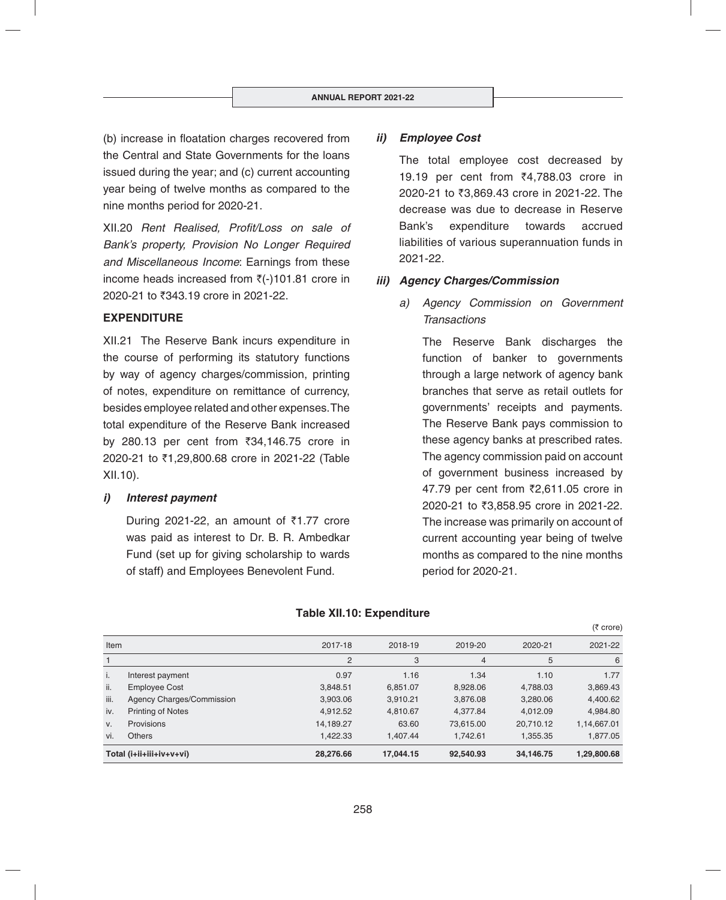(b) increase in floatation charges recovered from the Central and State Governments for the loans issued during the year; and (c) current accounting year being of twelve months as compared to the nine months period for 2020-21.

XII.20 *Rent Realised, Profit/Loss on sale of Bank's property, Provision No Longer Required and Miscellaneous Income*: Earnings from these income heads increased from ₹(-)101.81 crore in 2020-21 to ₹343.19 crore in 2021-22.

**EXPENDITURE**

XII.21 The Reserve Bank incurs expenditure in the course of performing its statutory functions by way of agency charges/commission, printing of notes, expenditure on remittance of currency, besides employee related and other expenses. The total expenditure of the Reserve Bank increased by 280.13 per cent from ₹34,146.75 crore in 2020-21 to ₹1,29,800.68 crore in 2021-22 (Table XII.10).

***i) Interest payment***

During 2021-22, an amount of ₹1.77 crore was paid as interest to Dr. B. R. Ambedkar Fund (set up for giving scholarship to wards of staff) and Employees Benevolent Fund.

***ii) Employee Cost***

The total employee cost decreased by 19.19 per cent from ₹4,788.03 crore in 2020-21 to ₹3,869.43 crore in 2021-22. The decrease was due to decrease in Reserve Bank's expenditure towards accrued liabilities of various superannuation funds in 2021-22.

***iii) Agency Charges/Commission***

*a) Agency Commission on Government Transactions*

The Reserve Bank discharges the function of banker to governments through a large network of agency bank branches that serve as retail outlets for governments' receipts and payments. The Reserve Bank pays commission to these agency banks at prescribed rates. The agency commission paid on account of government business increased by 47.79 per cent from ₹2,611.05 crore in 2020-21 to ₹3,858.95 crore in 2021-22. The increase was primarily on account of current accounting year being of twelve months as compared to the nine months period for 2020-21.

**Table XII.10: Expenditure**

(₹ crore)

| Item | | 2017-18 | 2018-19 | 2019-20 | 2020-21 | 2021-22 |
|---|---|---|---|---|---|---|
| 1 | | 2 | 3 | 4 | 5 | 6 |
| i. | Interest payment | 0.97 | 1.16 | 1.34 | 1.10 | 1.77 |
| ii. | Employee Cost | 3,848.51 | 6,851.07 | 8,928.06 | 4,788.03 | 3,869.43 |
| iii. | Agency Charges/Commission | 3,903.06 | 3,910.21 | 3,876.08 | 3,280.06 | 4,400.62 |
| iv. | Printing of Notes | 4,912.52 | 4,810.67 | 4,377.84 | 4,012.09 | 4,984.80 |
| v. | Provisions | 14,189.27 | 63.60 | 73,615.00 | 20,710.12 | 1,14,667.01 |
| vi. | Others | 1,422.33 | 1,407.44 | 1,742.61 | 1,355.35 | 1,877.05 |
| **Total (i+ii+iii+iv+v+vi)** | | **28,276.66** | **17,044.15** | **92,540.93** | **34,146.75** | **1,29,800.68** |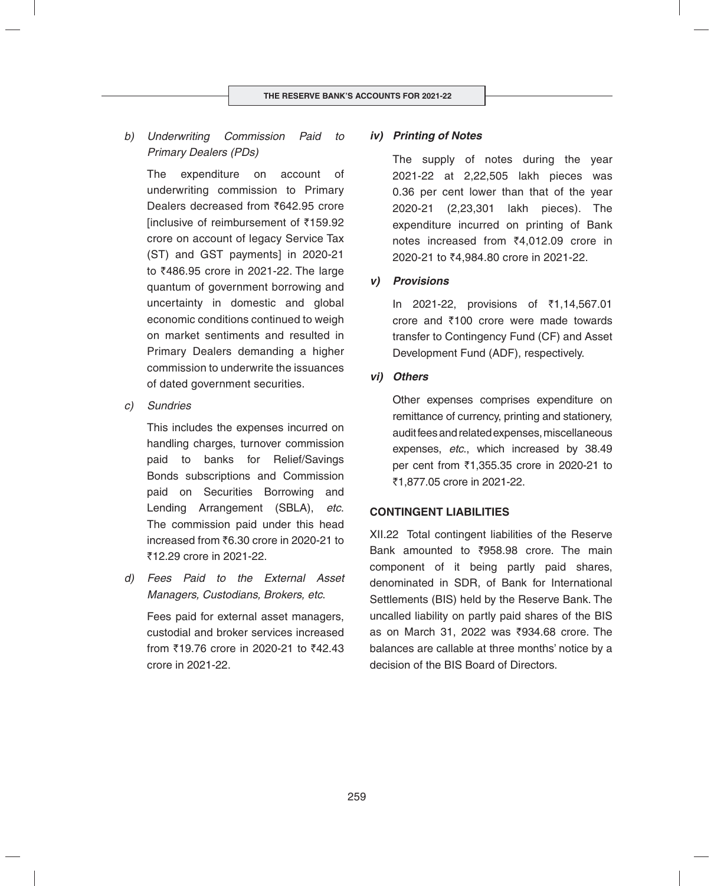*b) Underwriting Commission Paid to Primary Dealers (PDs)*

The expenditure on account of underwriting commission to Primary Dealers decreased from ₹642.95 crore [inclusive of reimbursement of ₹159.92 crore on account of legacy Service Tax (ST) and GST payments] in 2020-21 to ₹486.95 crore in 2021-22. The large quantum of government borrowing and uncertainty in domestic and global economic conditions continued to weigh on market sentiments and resulted in Primary Dealers demanding a higher commission to underwrite the issuances of dated government securities.

*c) Sundries*

This includes the expenses incurred on handling charges, turnover commission paid to banks for Relief/Savings Bonds subscriptions and Commission paid on Securities Borrowing and Lending Arrangement (SBLA), *etc*. The commission paid under this head increased from ₹6.30 crore in 2020-21 to ₹12.29 crore in 2021-22.

*d) Fees Paid to the External Asset Managers, Custodians, Brokers, etc.*

Fees paid for external asset managers, custodial and broker services increased from ₹19.76 crore in 2020-21 to ₹42.43 crore in 2021-22.

***iv) Printing of Notes***

The supply of notes during the year 2021-22 at 2,22,505 lakh pieces was 0.36 per cent lower than that of the year 2020-21 (2,23,301 lakh pieces). The expenditure incurred on printing of Bank notes increased from ₹4,012.09 crore in 2020-21 to ₹4,984.80 crore in 2021-22.

***v) Provisions***

In 2021-22, provisions of ₹1,14,567.01 crore and ₹100 crore were made towards transfer to Contingency Fund (CF) and Asset Development Fund (ADF), respectively.

***vi) Others***

Other expenses comprises expenditure on remittance of currency, printing and stationery, audit fees and related expenses, miscellaneous expenses, *etc*., which increased by 38.49 per cent from ₹1,355.35 crore in 2020-21 to ₹1,877.05 crore in 2021-22.

## CONTINGENT LIABILITIES

XII.22 Total contingent liabilities of the Reserve Bank amounted to ₹958.98 crore. The main component of it being partly paid shares, denominated in SDR, of Bank for International Settlements (BIS) held by the Reserve Bank. The uncalled liability on partly paid shares of the BIS as on March 31, 2022 was ₹934.68 crore. The balances are callable at three months' notice by a decision of the BIS Board of Directors.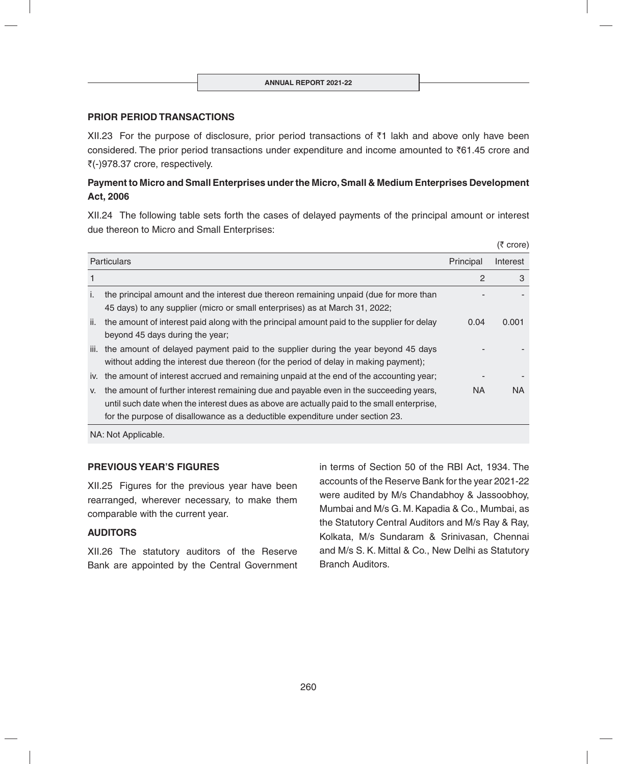## PRIOR PERIOD TRANSACTIONS

XII.23 For the purpose of disclosure, prior period transactions of ₹1 lakh and above only have been considered. The prior period transactions under expenditure and income amounted to ₹61.45 crore and ₹(-)978.37 crore, respectively.

## Payment to Micro and Small Enterprises under the Micro, Small & Medium Enterprises Development Act, 2006

XII.24 The following table sets forth the cases of delayed payments of the principal amount or interest due thereon to Micro and Small Enterprises:

(₹ crore)

| | Particulars | Principal | Interest |
|---|---|---|---|
| 1 | | 2 | 3 |
| i. | the principal amount and the interest due thereon remaining unpaid (due for more than 45 days) to any supplier (micro or small enterprises) as at March 31, 2022; | - | - |
| ii. | the amount of interest paid along with the principal amount paid to the supplier for delay beyond 45 days during the year; | 0.04 | 0.001 |
| iii. | the amount of delayed payment paid to the supplier during the year beyond 45 days without adding the interest due thereon (for the period of delay in making payment); | - | - |
| iv. | the amount of interest accrued and remaining unpaid at the end of the accounting year; | - | - |
| v. | the amount of further interest remaining due and payable even in the succeeding years, until such date when the interest dues as above are actually paid to the small enterprise, for the purpose of disallowance as a deductible expenditure under section 23. | NA | NA |

NA: Not Applicable.

## PREVIOUS YEAR'S FIGURES

XII.25 Figures for the previous year have been rearranged, wherever necessary, to make them comparable with the current year.

## AUDITORS

XII.26 The statutory auditors of the Reserve Bank are appointed by the Central Government in terms of Section 50 of the RBI Act, 1934. The accounts of the Reserve Bank for the year 2021-22 were audited by M/s Chandabhoy & Jassoobhoy, Mumbai and M/s G. M. Kapadia & Co., Mumbai, as the Statutory Central Auditors and M/s Ray & Ray, Kolkata, M/s Sundaram & Srinivasan, Chennai and M/s S. K. Mittal & Co., New Delhi as Statutory Branch Auditors.